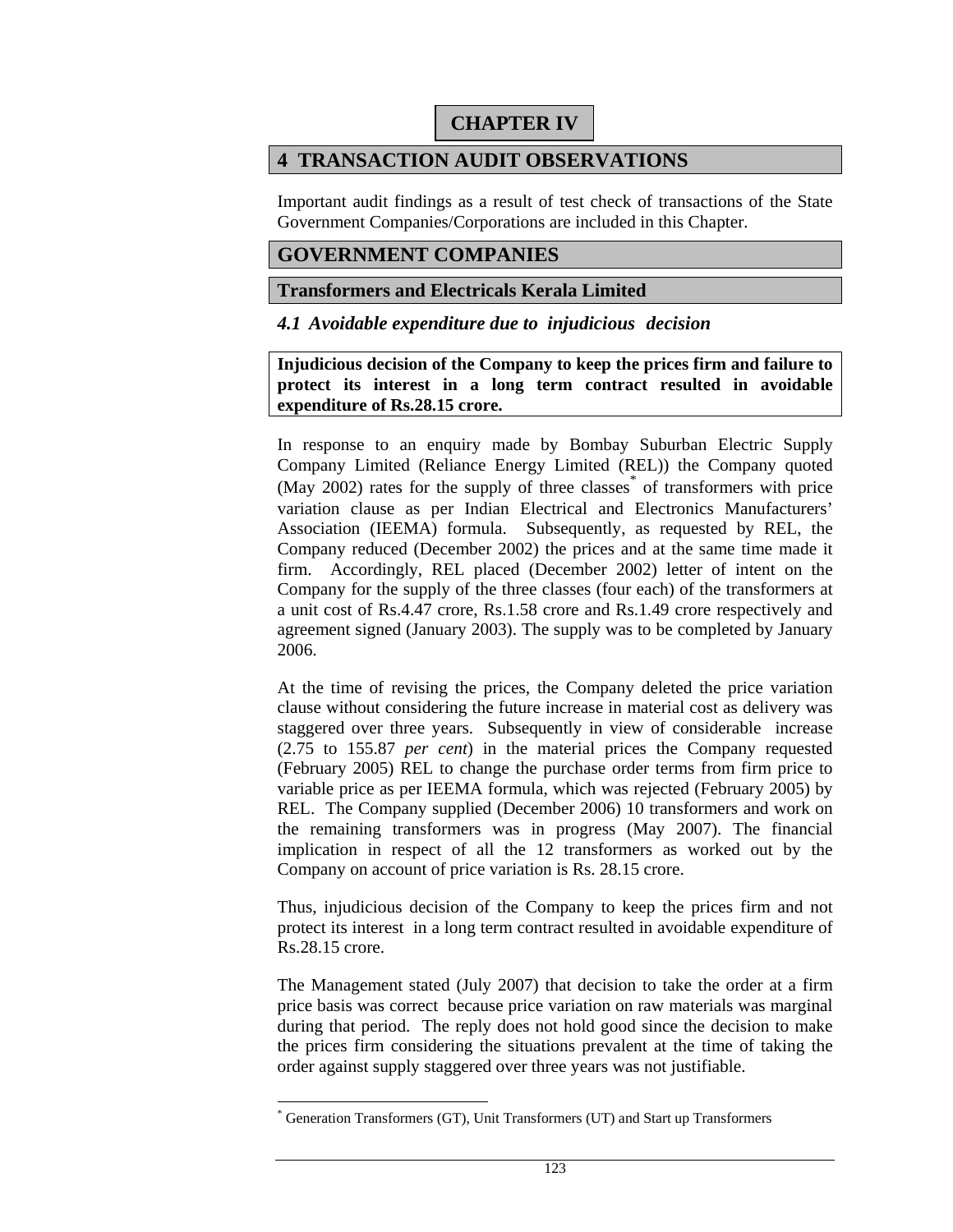# CHAPTER IV

## 4 TRANSACTION AUDIT OBSERVATIONS

Important audit findings as a result of test check of transactions of the State Government Companies/Corporations are included in this Chapter.

## GOVERNMENT COMPANIES

### Transformers and Electricals Kerala Limited

### *4.1 Avoidable expenditure due to injudicious decision*

**Injudicious decision of the Company to keep the prices firm and failure to protect its interest in a long term contract resulted in avoidable expenditure of Rs.28.15 crore.**

In response to an enquiry made by Bombay Suburban Electric Supply Company Limited (Reliance Energy Limited (REL)) the Company quoted (May 2002) rates for the supply of three classes[*] of transformers with price variation clause as per Indian Electrical and Electronics Manufacturers' Association (IEEMA) formula. Subsequently, as requested by REL, the Company reduced (December 2002) the prices and at the same time made it firm. Accordingly, REL placed (December 2002) letter of intent on the Company for the supply of the three classes (four each) of the transformers at a unit cost of Rs.4.47 crore, Rs.1.58 crore and Rs.1.49 crore respectively and agreement signed (January 2003). The supply was to be completed by January 2006.

At the time of revising the prices, the Company deleted the price variation clause without considering the future increase in material cost as delivery was staggered over three years. Subsequently in view of considerable increase (2.75 to 155.87 *per cent*) in the material prices the Company requested (February 2005) REL to change the purchase order terms from firm price to variable price as per IEEMA formula, which was rejected (February 2005) by REL. The Company supplied (December 2006) 10 transformers and work on the remaining transformers was in progress (May 2007). The financial implication in respect of all the 12 transformers as worked out by the Company on account of price variation is Rs. 28.15 crore.

Thus, injudicious decision of the Company to keep the prices firm and not protect its interest in a long term contract resulted in avoidable expenditure of Rs.28.15 crore.

The Management stated (July 2007) that decision to take the order at a firm price basis was correct because price variation on raw materials was marginal during that period. The reply does not hold good since the decision to make the prices firm considering the situations prevalent at the time of taking the order against supply staggered over three years was not justifiable.

---

[*] Generation Transformers (GT), Unit Transformers (UT) and Start up Transformers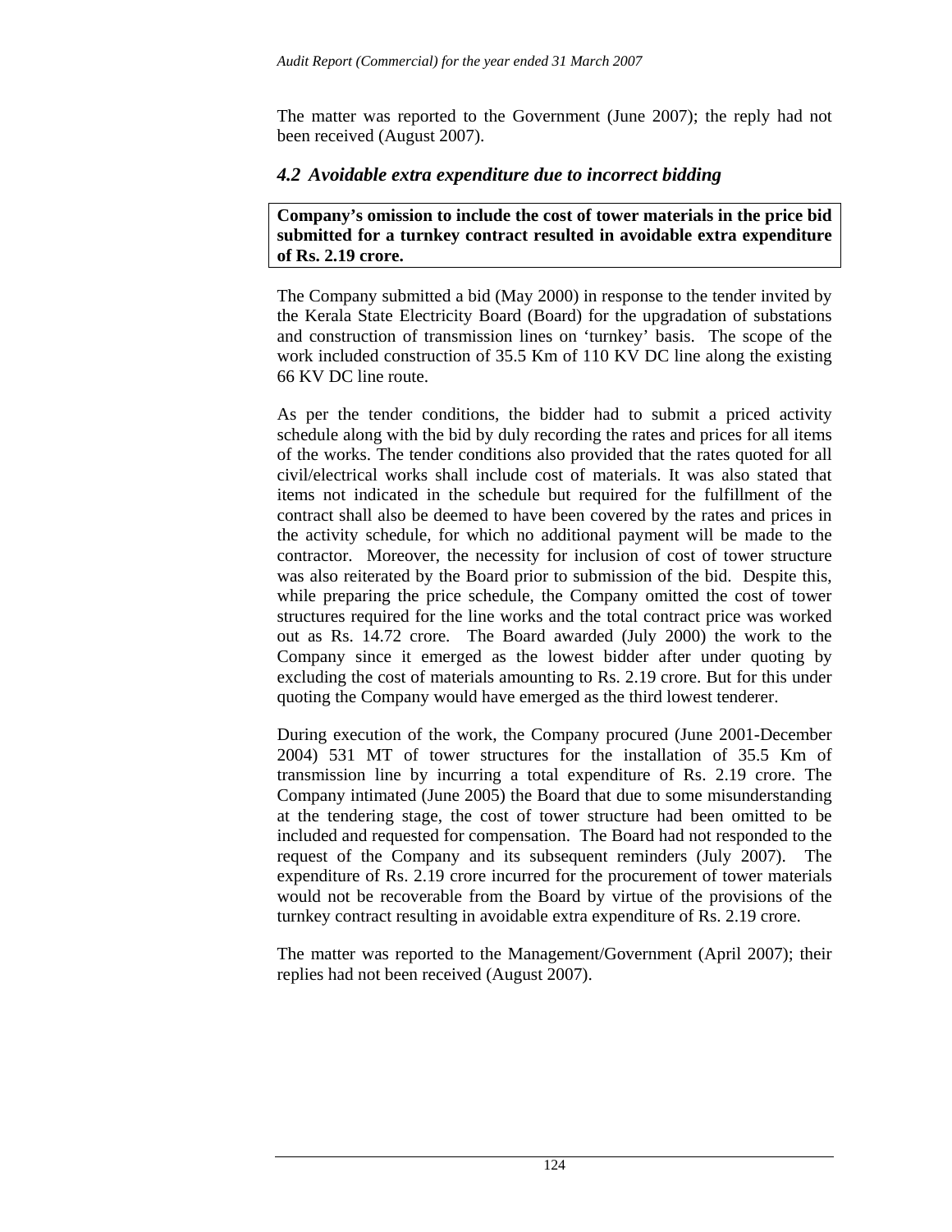The matter was reported to the Government (June 2007); the reply had not been received (August 2007).

## *4.2 Avoidable extra expenditure due to incorrect bidding*

**Company's omission to include the cost of tower materials in the price bid submitted for a turnkey contract resulted in avoidable extra expenditure of Rs. 2.19 crore.**

The Company submitted a bid (May 2000) in response to the tender invited by the Kerala State Electricity Board (Board) for the upgradation of substations and construction of transmission lines on 'turnkey' basis. The scope of the work included construction of 35.5 Km of 110 KV DC line along the existing 66 KV DC line route.

As per the tender conditions, the bidder had to submit a priced activity schedule along with the bid by duly recording the rates and prices for all items of the works. The tender conditions also provided that the rates quoted for all civil/electrical works shall include cost of materials. It was also stated that items not indicated in the schedule but required for the fulfillment of the contract shall also be deemed to have been covered by the rates and prices in the activity schedule, for which no additional payment will be made to the contractor. Moreover, the necessity for inclusion of cost of tower structure was also reiterated by the Board prior to submission of the bid. Despite this, while preparing the price schedule, the Company omitted the cost of tower structures required for the line works and the total contract price was worked out as Rs. 14.72 crore. The Board awarded (July 2000) the work to the Company since it emerged as the lowest bidder after under quoting by excluding the cost of materials amounting to Rs. 2.19 crore. But for this under quoting the Company would have emerged as the third lowest tenderer.

During execution of the work, the Company procured (June 2001-December 2004) 531 MT of tower structures for the installation of 35.5 Km of transmission line by incurring a total expenditure of Rs. 2.19 crore. The Company intimated (June 2005) the Board that due to some misunderstanding at the tendering stage, the cost of tower structure had been omitted to be included and requested for compensation. The Board had not responded to the request of the Company and its subsequent reminders (July 2007). The expenditure of Rs. 2.19 crore incurred for the procurement of tower materials would not be recoverable from the Board by virtue of the provisions of the turnkey contract resulting in avoidable extra expenditure of Rs. 2.19 crore.

The matter was reported to the Management/Government (April 2007); their replies had not been received (August 2007).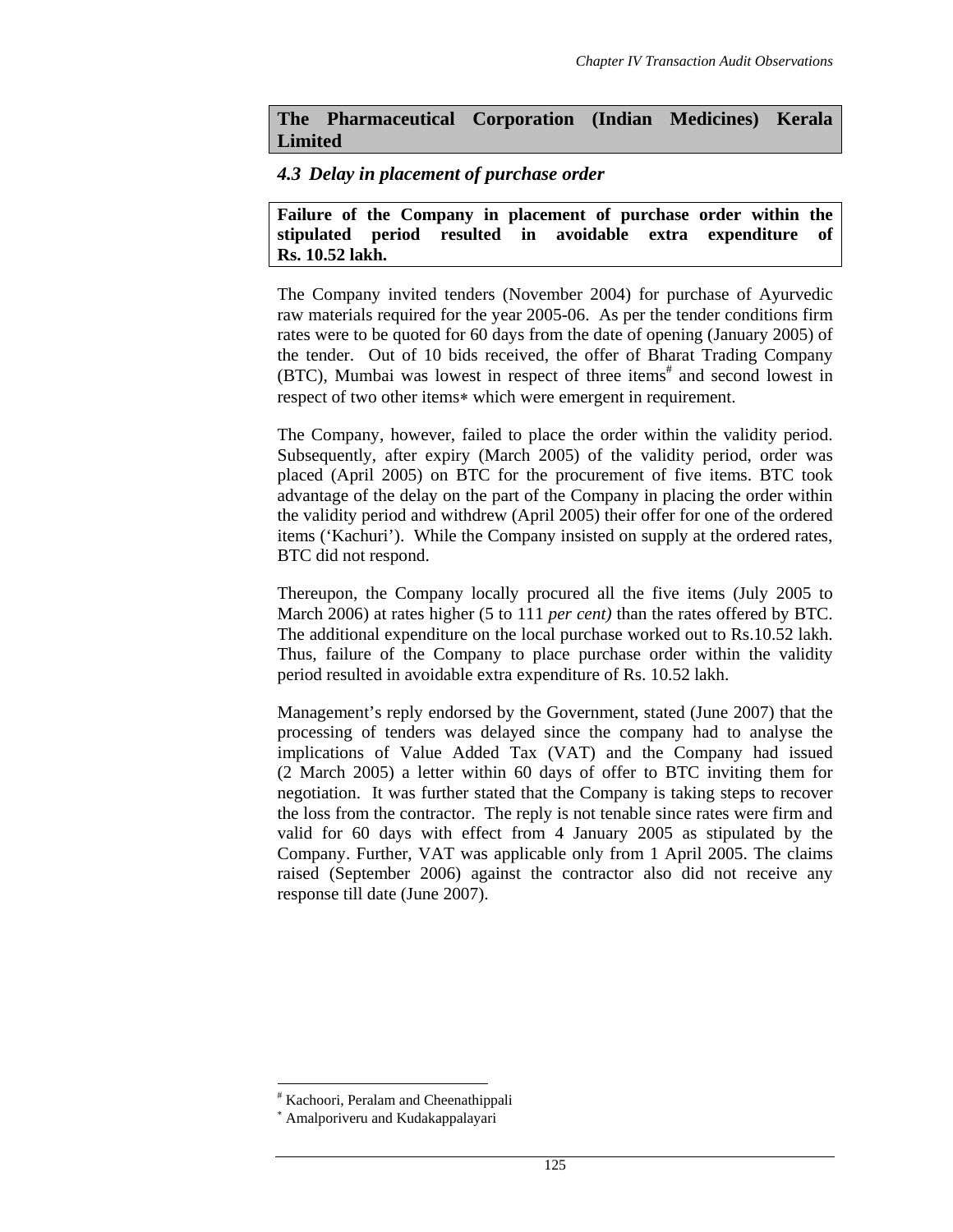**The Pharmaceutical Corporation (Indian Medicines) Kerala Limited**

### *4.3 Delay in placement of purchase order*

**Failure of the Company in placement of purchase order within the stipulated period resulted in avoidable extra expenditure of Rs. 10.52 lakh.**

The Company invited tenders (November 2004) for purchase of Ayurvedic raw materials required for the year 2005-06. As per the tender conditions firm rates were to be quoted for 60 days from the date of opening (January 2005) of the tender. Out of 10 bids received, the offer of Bharat Trading Company (BTC), Mumbai was lowest in respect of three items[#] and second lowest in respect of two other items[*] which were emergent in requirement.

The Company, however, failed to place the order within the validity period. Subsequently, after expiry (March 2005) of the validity period, order was placed (April 2005) on BTC for the procurement of five items. BTC took advantage of the delay on the part of the Company in placing the order within the validity period and withdrew (April 2005) their offer for one of the ordered items ('Kachuri'). While the Company insisted on supply at the ordered rates, BTC did not respond.

Thereupon, the Company locally procured all the five items (July 2005 to March 2006) at rates higher (5 to 111 *per cent)* than the rates offered by BTC. The additional expenditure on the local purchase worked out to Rs.10.52 lakh. Thus, failure of the Company to place purchase order within the validity period resulted in avoidable extra expenditure of Rs. 10.52 lakh.

Management's reply endorsed by the Government, stated (June 2007) that the processing of tenders was delayed since the company had to analyse the implications of Value Added Tax (VAT) and the Company had issued (2 March 2005) a letter within 60 days of offer to BTC inviting them for negotiation. It was further stated that the Company is taking steps to recover the loss from the contractor. The reply is not tenable since rates were firm and valid for 60 days with effect from 4 January 2005 as stipulated by the Company. Further, VAT was applicable only from 1 April 2005. The claims raised (September 2006) against the contractor also did not receive any response till date (June 2007).

---

[#] Kachoori, Peralam and Cheenathippali

[*] Amalporiveru and Kudakappalayari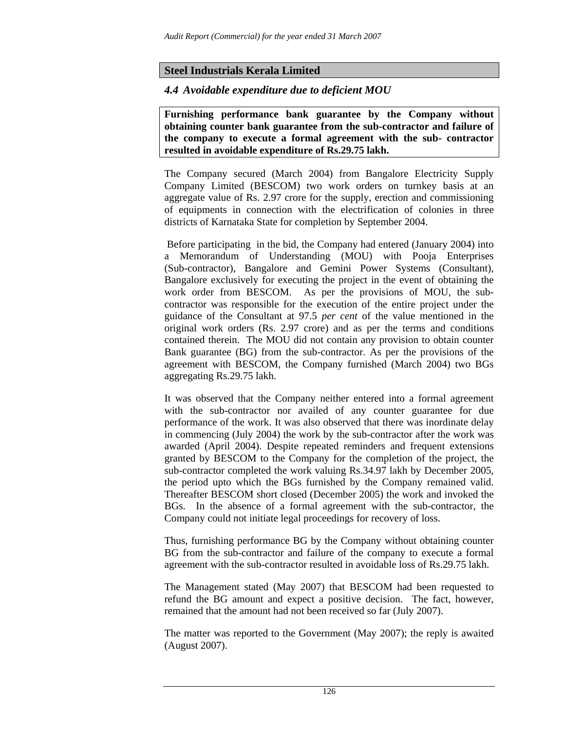## Steel Industrials Kerala Limited

### *4.4 Avoidable expenditure due to deficient MOU*

**Furnishing performance bank guarantee by the Company without obtaining counter bank guarantee from the sub-contractor and failure of the company to execute a formal agreement with the sub- contractor resulted in avoidable expenditure of Rs.29.75 lakh.**

The Company secured (March 2004) from Bangalore Electricity Supply Company Limited (BESCOM) two work orders on turnkey basis at an aggregate value of Rs. 2.97 crore for the supply, erection and commissioning of equipments in connection with the electrification of colonies in three districts of Karnataka State for completion by September 2004.

Before participating in the bid, the Company had entered (January 2004) into a Memorandum of Understanding (MOU) with Pooja Enterprises (Sub-contractor), Bangalore and Gemini Power Systems (Consultant), Bangalore exclusively for executing the project in the event of obtaining the work order from BESCOM. As per the provisions of MOU, the sub-contractor was responsible for the execution of the entire project under the guidance of the Consultant at 97.5 *per cent* of the value mentioned in the original work orders (Rs. 2.97 crore) and as per the terms and conditions contained therein. The MOU did not contain any provision to obtain counter Bank guarantee (BG) from the sub-contractor. As per the provisions of the agreement with BESCOM, the Company furnished (March 2004) two BGs aggregating Rs.29.75 lakh.

It was observed that the Company neither entered into a formal agreement with the sub-contractor nor availed of any counter guarantee for due performance of the work. It was also observed that there was inordinate delay in commencing (July 2004) the work by the sub-contractor after the work was awarded (April 2004). Despite repeated reminders and frequent extensions granted by BESCOM to the Company for the completion of the project, the sub-contractor completed the work valuing Rs.34.97 lakh by December 2005, the period upto which the BGs furnished by the Company remained valid. Thereafter BESCOM short closed (December 2005) the work and invoked the BGs. In the absence of a formal agreement with the sub-contractor, the Company could not initiate legal proceedings for recovery of loss.

Thus, furnishing performance BG by the Company without obtaining counter BG from the sub-contractor and failure of the company to execute a formal agreement with the sub-contractor resulted in avoidable loss of Rs.29.75 lakh.

The Management stated (May 2007) that BESCOM had been requested to refund the BG amount and expect a positive decision. The fact, however, remained that the amount had not been received so far (July 2007).

The matter was reported to the Government (May 2007); the reply is awaited (August 2007).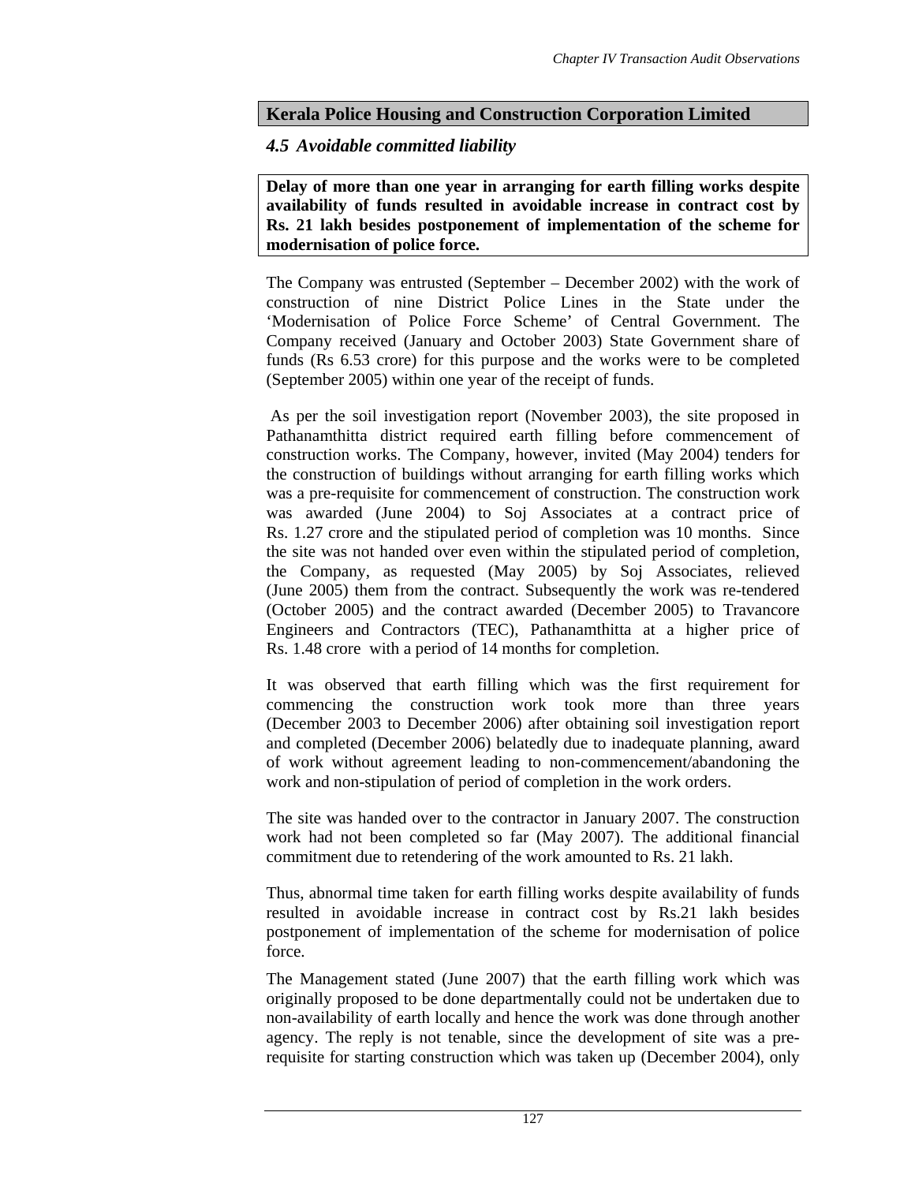## Kerala Police Housing and Construction Corporation Limited

### *4.5 Avoidable committed liability*

**Delay of more than one year in arranging for earth filling works despite availability of funds resulted in avoidable increase in contract cost by Rs. 21 lakh besides postponement of implementation of the scheme for modernisation of police force.**

The Company was entrusted (September – December 2002) with the work of construction of nine District Police Lines in the State under the 'Modernisation of Police Force Scheme' of Central Government. The Company received (January and October 2003) State Government share of funds (Rs 6.53 crore) for this purpose and the works were to be completed (September 2005) within one year of the receipt of funds.

As per the soil investigation report (November 2003), the site proposed in Pathanamthitta district required earth filling before commencement of construction works. The Company, however, invited (May 2004) tenders for the construction of buildings without arranging for earth filling works which was a pre-requisite for commencement of construction. The construction work was awarded (June 2004) to Soj Associates at a contract price of Rs. 1.27 crore and the stipulated period of completion was 10 months. Since the site was not handed over even within the stipulated period of completion, the Company, as requested (May 2005) by Soj Associates, relieved (June 2005) them from the contract. Subsequently the work was re-tendered (October 2005) and the contract awarded (December 2005) to Travancore Engineers and Contractors (TEC), Pathanamthitta at a higher price of Rs. 1.48 crore with a period of 14 months for completion.

It was observed that earth filling which was the first requirement for commencing the construction work took more than three years (December 2003 to December 2006) after obtaining soil investigation report and completed (December 2006) belatedly due to inadequate planning, award of work without agreement leading to non-commencement/abandoning the work and non-stipulation of period of completion in the work orders.

The site was handed over to the contractor in January 2007. The construction work had not been completed so far (May 2007). The additional financial commitment due to retendering of the work amounted to Rs. 21 lakh.

Thus, abnormal time taken for earth filling works despite availability of funds resulted in avoidable increase in contract cost by Rs.21 lakh besides postponement of implementation of the scheme for modernisation of police force.

The Management stated (June 2007) that the earth filling work which was originally proposed to be done departmentally could not be undertaken due to non-availability of earth locally and hence the work was done through another agency. The reply is not tenable, since the development of site was a pre-requisite for starting construction which was taken up (December 2004), only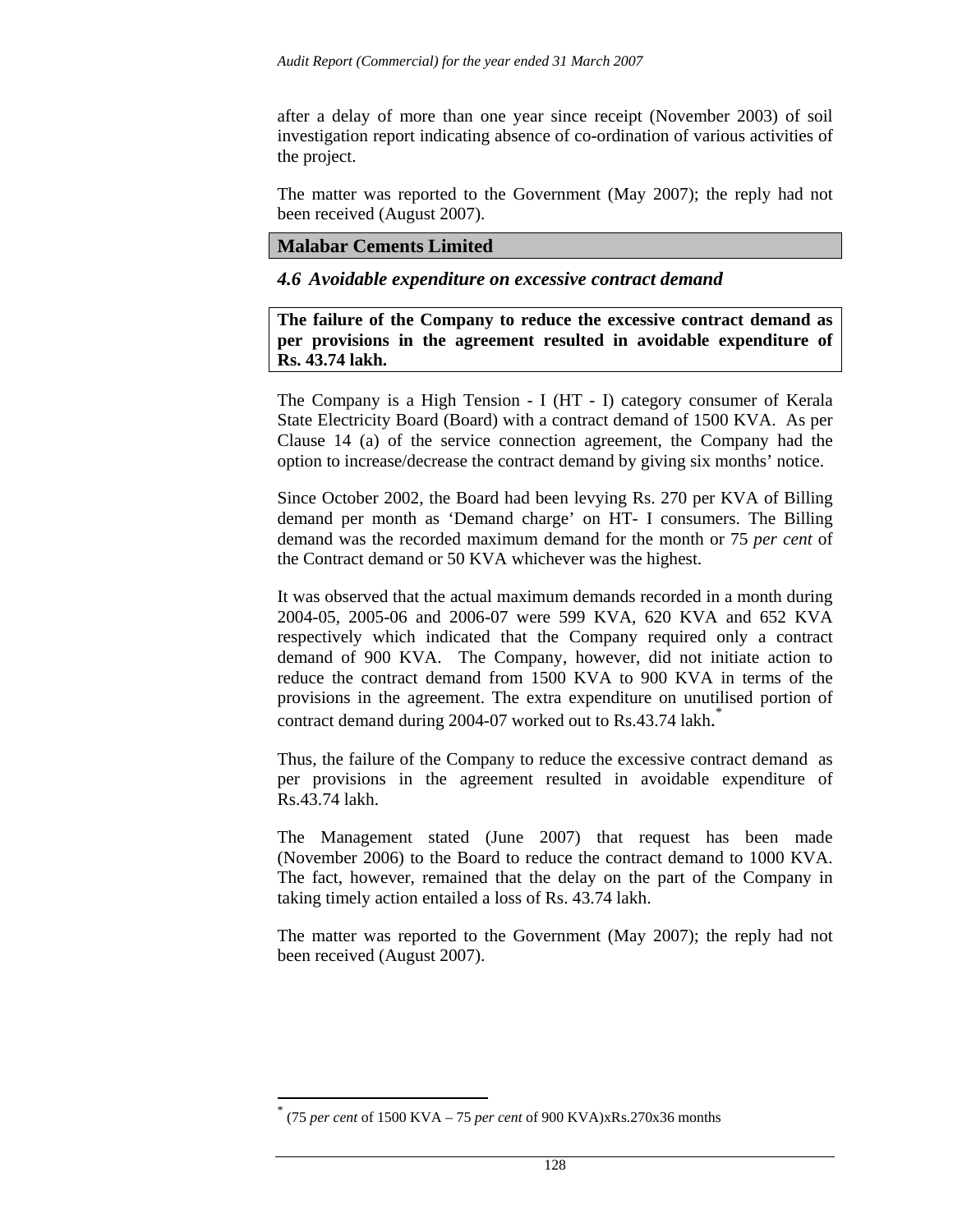after a delay of more than one year since receipt (November 2003) of soil investigation report indicating absence of co-ordination of various activities of the project.

The matter was reported to the Government (May 2007); the reply had not been received (August 2007).

## Malabar Cements Limited

### *4.6 Avoidable expenditure on excessive contract demand*

**The failure of the Company to reduce the excessive contract demand as per provisions in the agreement resulted in avoidable expenditure of Rs. 43.74 lakh.**

The Company is a High Tension - I (HT - I) category consumer of Kerala State Electricity Board (Board) with a contract demand of 1500 KVA. As per Clause 14 (a) of the service connection agreement, the Company had the option to increase/decrease the contract demand by giving six months' notice.

Since October 2002, the Board had been levying Rs. 270 per KVA of Billing demand per month as 'Demand charge' on HT- I consumers. The Billing demand was the recorded maximum demand for the month or 75 *per cent* of the Contract demand or 50 KVA whichever was the highest.

It was observed that the actual maximum demands recorded in a month during 2004-05, 2005-06 and 2006-07 were 599 KVA, 620 KVA and 652 KVA respectively which indicated that the Company required only a contract demand of 900 KVA. The Company, however, did not initiate action to reduce the contract demand from 1500 KVA to 900 KVA in terms of the provisions in the agreement. The extra expenditure on unutilised portion of contract demand during 2004-07 worked out to Rs.43.74 lakh.[*]

Thus, the failure of the Company to reduce the excessive contract demand as per provisions in the agreement resulted in avoidable expenditure of Rs.43.74 lakh.

The Management stated (June 2007) that request has been made (November 2006) to the Board to reduce the contract demand to 1000 KVA. The fact, however, remained that the delay on the part of the Company in taking timely action entailed a loss of Rs. 43.74 lakh.

The matter was reported to the Government (May 2007); the reply had not been received (August 2007).

---

[*] (75 *per cent* of 1500 KVA – 75 *per cent* of 900 KVA)xRs.270x36 months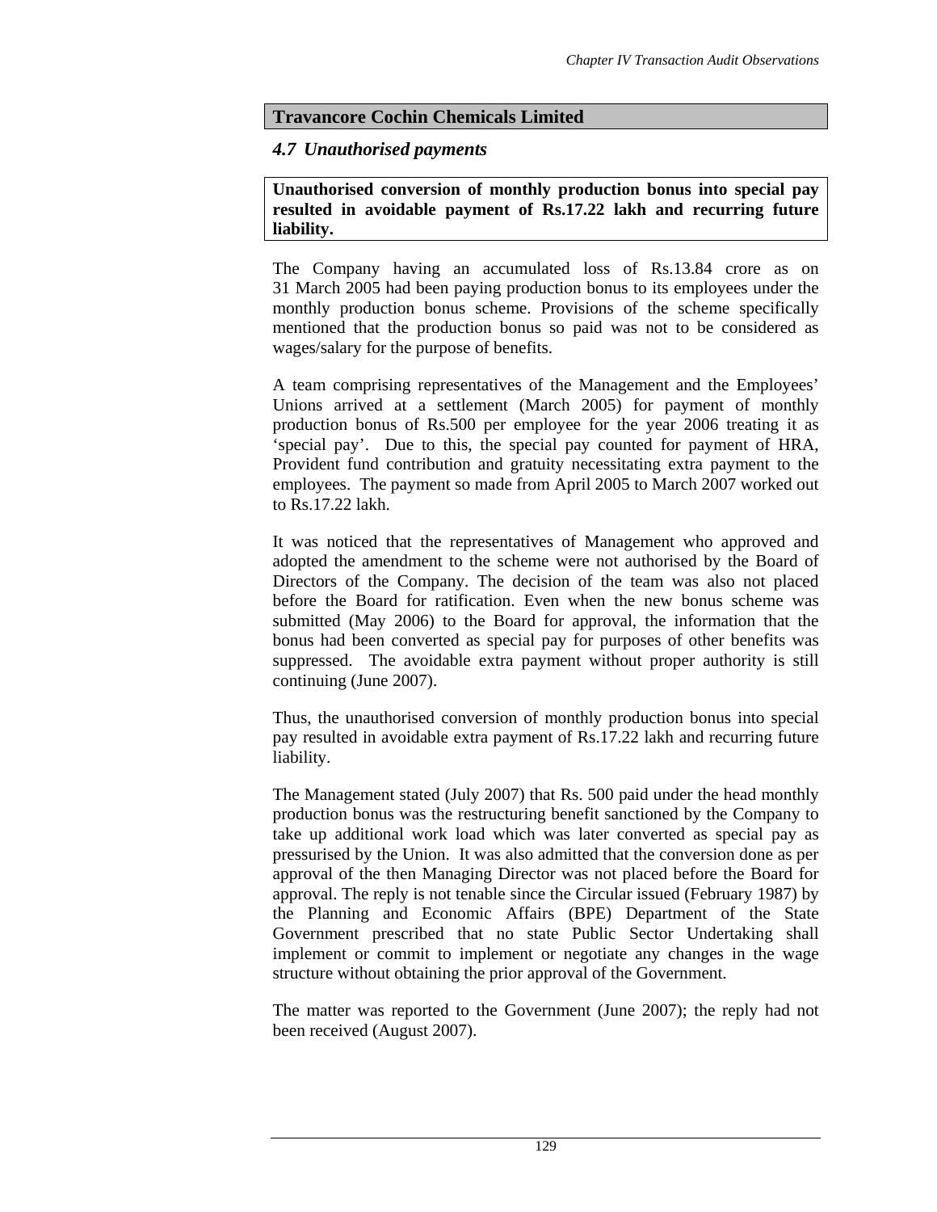## Travancore Cochin Chemicals Limited

### *4.7 Unauthorised payments*

**Unauthorised conversion of monthly production bonus into special pay resulted in avoidable payment of Rs.17.22 lakh and recurring future liability.**

The Company having an accumulated loss of Rs.13.84 crore as on 31 March 2005 had been paying production bonus to its employees under the monthly production bonus scheme. Provisions of the scheme specifically mentioned that the production bonus so paid was not to be considered as wages/salary for the purpose of benefits.

A team comprising representatives of the Management and the Employees' Unions arrived at a settlement (March 2005) for payment of monthly production bonus of Rs.500 per employee for the year 2006 treating it as 'special pay'. Due to this, the special pay counted for payment of HRA, Provident fund contribution and gratuity necessitating extra payment to the employees. The payment so made from April 2005 to March 2007 worked out to Rs.17.22 lakh.

It was noticed that the representatives of Management who approved and adopted the amendment to the scheme were not authorised by the Board of Directors of the Company. The decision of the team was also not placed before the Board for ratification. Even when the new bonus scheme was submitted (May 2006) to the Board for approval, the information that the bonus had been converted as special pay for purposes of other benefits was suppressed. The avoidable extra payment without proper authority is still continuing (June 2007).

Thus, the unauthorised conversion of monthly production bonus into special pay resulted in avoidable extra payment of Rs.17.22 lakh and recurring future liability.

The Management stated (July 2007) that Rs. 500 paid under the head monthly production bonus was the restructuring benefit sanctioned by the Company to take up additional work load which was later converted as special pay as pressurised by the Union. It was also admitted that the conversion done as per approval of the then Managing Director was not placed before the Board for approval. The reply is not tenable since the Circular issued (February 1987) by the Planning and Economic Affairs (BPE) Department of the State Government prescribed that no state Public Sector Undertaking shall implement or commit to implement or negotiate any changes in the wage structure without obtaining the prior approval of the Government.

The matter was reported to the Government (June 2007); the reply had not been received (August 2007).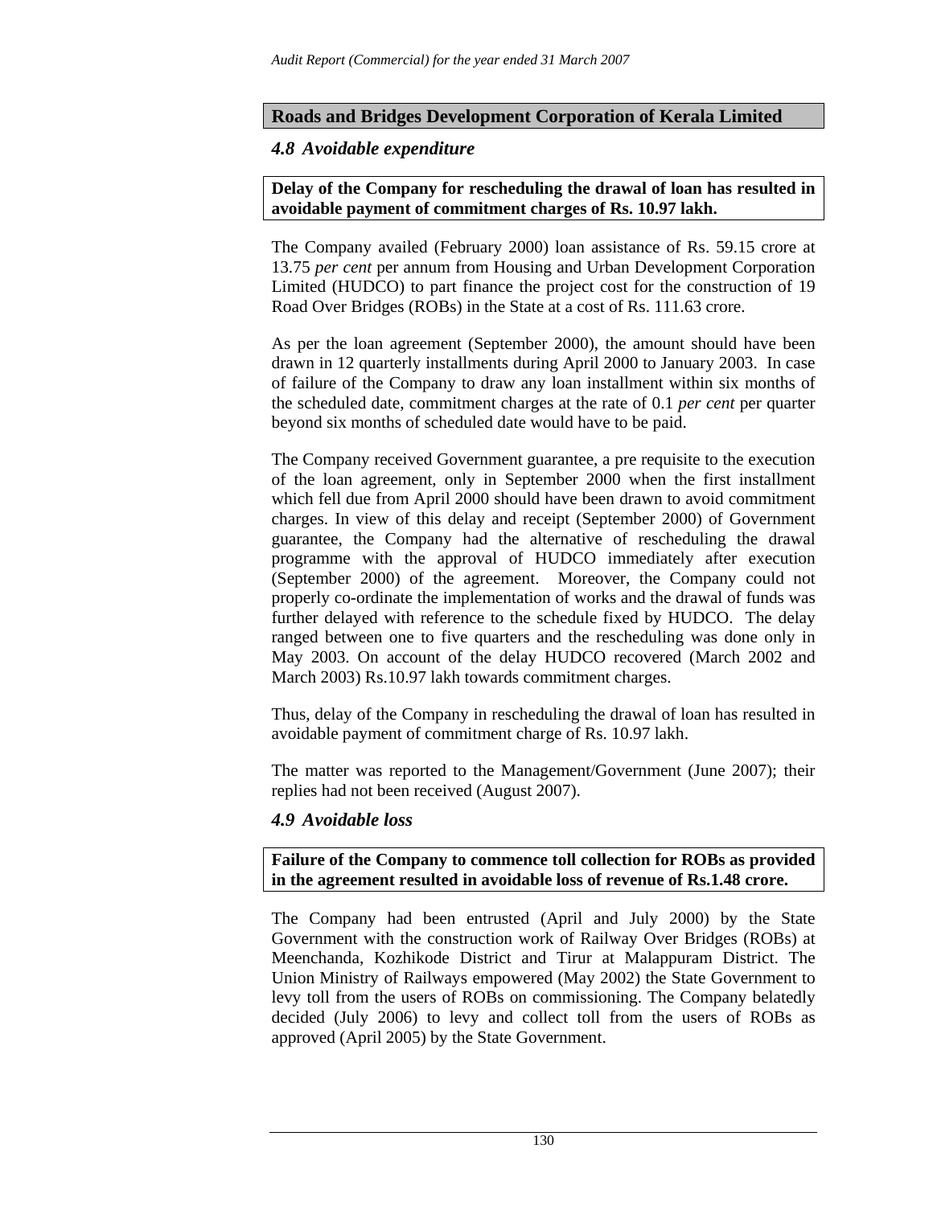## Roads and Bridges Development Corporation of Kerala Limited

### *4.8 Avoidable expenditure*

**Delay of the Company for rescheduling the drawal of loan has resulted in avoidable payment of commitment charges of Rs. 10.97 lakh.**

The Company availed (February 2000) loan assistance of Rs. 59.15 crore at 13.75 *per cent* per annum from Housing and Urban Development Corporation Limited (HUDCO) to part finance the project cost for the construction of 19 Road Over Bridges (ROBs) in the State at a cost of Rs. 111.63 crore.

As per the loan agreement (September 2000), the amount should have been drawn in 12 quarterly installments during April 2000 to January 2003. In case of failure of the Company to draw any loan installment within six months of the scheduled date, commitment charges at the rate of 0.1 *per cent* per quarter beyond six months of scheduled date would have to be paid.

The Company received Government guarantee, a pre requisite to the execution of the loan agreement, only in September 2000 when the first installment which fell due from April 2000 should have been drawn to avoid commitment charges. In view of this delay and receipt (September 2000) of Government guarantee, the Company had the alternative of rescheduling the drawal programme with the approval of HUDCO immediately after execution (September 2000) of the agreement. Moreover, the Company could not properly co-ordinate the implementation of works and the drawal of funds was further delayed with reference to the schedule fixed by HUDCO. The delay ranged between one to five quarters and the rescheduling was done only in May 2003. On account of the delay HUDCO recovered (March 2002 and March 2003) Rs.10.97 lakh towards commitment charges.

Thus, delay of the Company in rescheduling the drawal of loan has resulted in avoidable payment of commitment charge of Rs. 10.97 lakh.

The matter was reported to the Management/Government (June 2007); their replies had not been received (August 2007).

### *4.9 Avoidable loss*

**Failure of the Company to commence toll collection for ROBs as provided in the agreement resulted in avoidable loss of revenue of Rs.1.48 crore.**

The Company had been entrusted (April and July 2000) by the State Government with the construction work of Railway Over Bridges (ROBs) at Meenchanda, Kozhikode District and Tirur at Malappuram District. The Union Ministry of Railways empowered (May 2002) the State Government to levy toll from the users of ROBs on commissioning. The Company belatedly decided (July 2006) to levy and collect toll from the users of ROBs as approved (April 2005) by the State Government.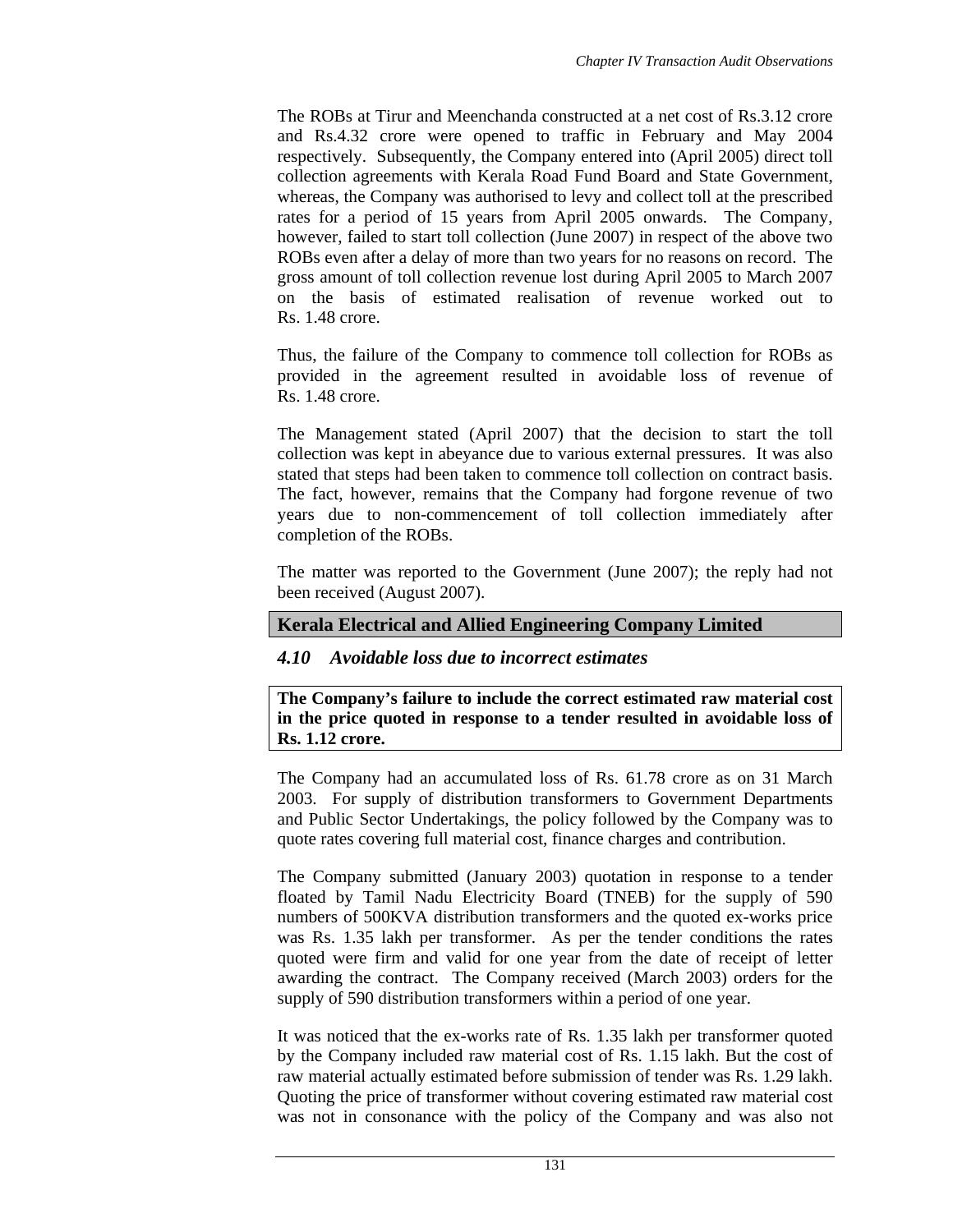The ROBs at Tirur and Meenchanda constructed at a net cost of Rs.3.12 crore and Rs.4.32 crore were opened to traffic in February and May 2004 respectively. Subsequently, the Company entered into (April 2005) direct toll collection agreements with Kerala Road Fund Board and State Government, whereas, the Company was authorised to levy and collect toll at the prescribed rates for a period of 15 years from April 2005 onwards. The Company, however, failed to start toll collection (June 2007) in respect of the above two ROBs even after a delay of more than two years for no reasons on record. The gross amount of toll collection revenue lost during April 2005 to March 2007 on the basis of estimated realisation of revenue worked out to Rs. 1.48 crore.

Thus, the failure of the Company to commence toll collection for ROBs as provided in the agreement resulted in avoidable loss of revenue of Rs. 1.48 crore.

The Management stated (April 2007) that the decision to start the toll collection was kept in abeyance due to various external pressures. It was also stated that steps had been taken to commence toll collection on contract basis. The fact, however, remains that the Company had forgone revenue of two years due to non-commencement of toll collection immediately after completion of the ROBs.

The matter was reported to the Government (June 2007); the reply had not been received (August 2007).

## Kerala Electrical and Allied Engineering Company Limited

### *4.10 Avoidable loss due to incorrect estimates*

**The Company's failure to include the correct estimated raw material cost in the price quoted in response to a tender resulted in avoidable loss of Rs. 1.12 crore.**

The Company had an accumulated loss of Rs. 61.78 crore as on 31 March 2003. For supply of distribution transformers to Government Departments and Public Sector Undertakings, the policy followed by the Company was to quote rates covering full material cost, finance charges and contribution.

The Company submitted (January 2003) quotation in response to a tender floated by Tamil Nadu Electricity Board (TNEB) for the supply of 590 numbers of 500KVA distribution transformers and the quoted ex-works price was Rs. 1.35 lakh per transformer. As per the tender conditions the rates quoted were firm and valid for one year from the date of receipt of letter awarding the contract. The Company received (March 2003) orders for the supply of 590 distribution transformers within a period of one year.

It was noticed that the ex-works rate of Rs. 1.35 lakh per transformer quoted by the Company included raw material cost of Rs. 1.15 lakh. But the cost of raw material actually estimated before submission of tender was Rs. 1.29 lakh. Quoting the price of transformer without covering estimated raw material cost was not in consonance with the policy of the Company and was also not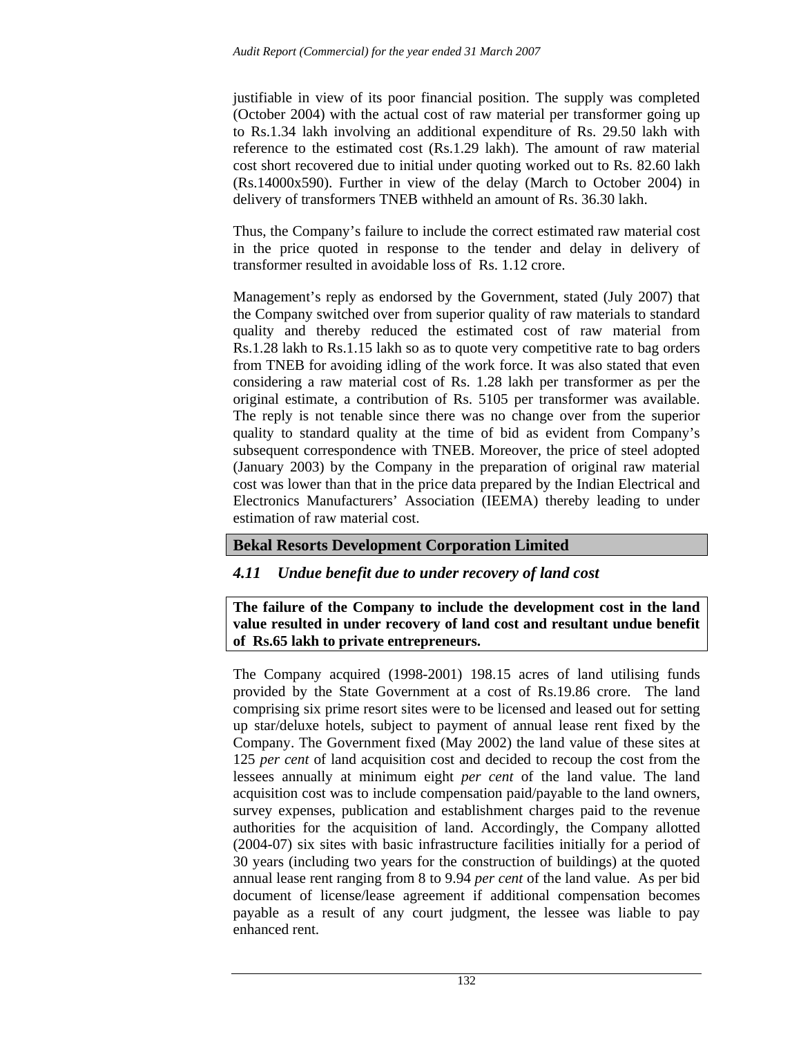justifiable in view of its poor financial position. The supply was completed (October 2004) with the actual cost of raw material per transformer going up to Rs.1.34 lakh involving an additional expenditure of Rs. 29.50 lakh with reference to the estimated cost (Rs.1.29 lakh). The amount of raw material cost short recovered due to initial under quoting worked out to Rs. 82.60 lakh (Rs.14000x590). Further in view of the delay (March to October 2004) in delivery of transformers TNEB withheld an amount of Rs. 36.30 lakh.

Thus, the Company's failure to include the correct estimated raw material cost in the price quoted in response to the tender and delay in delivery of transformer resulted in avoidable loss of Rs. 1.12 crore.

Management's reply as endorsed by the Government, stated (July 2007) that the Company switched over from superior quality of raw materials to standard quality and thereby reduced the estimated cost of raw material from Rs.1.28 lakh to Rs.1.15 lakh so as to quote very competitive rate to bag orders from TNEB for avoiding idling of the work force. It was also stated that even considering a raw material cost of Rs. 1.28 lakh per transformer as per the original estimate, a contribution of Rs. 5105 per transformer was available. The reply is not tenable since there was no change over from the superior quality to standard quality at the time of bid as evident from Company's subsequent correspondence with TNEB. Moreover, the price of steel adopted (January 2003) by the Company in the preparation of original raw material cost was lower than that in the price data prepared by the Indian Electrical and Electronics Manufacturers' Association (IEEMA) thereby leading to under estimation of raw material cost.

## Bekal Resorts Development Corporation Limited

### *4.11 Undue benefit due to under recovery of land cost*

**The failure of the Company to include the development cost in the land value resulted in under recovery of land cost and resultant undue benefit of Rs.65 lakh to private entrepreneurs.**

The Company acquired (1998-2001) 198.15 acres of land utilising funds provided by the State Government at a cost of Rs.19.86 crore. The land comprising six prime resort sites were to be licensed and leased out for setting up star/deluxe hotels, subject to payment of annual lease rent fixed by the Company. The Government fixed (May 2002) the land value of these sites at 125 *per cent* of land acquisition cost and decided to recoup the cost from the lessees annually at minimum eight *per cent* of the land value. The land acquisition cost was to include compensation paid/payable to the land owners, survey expenses, publication and establishment charges paid to the revenue authorities for the acquisition of land. Accordingly, the Company allotted (2004-07) six sites with basic infrastructure facilities initially for a period of 30 years (including two years for the construction of buildings) at the quoted annual lease rent ranging from 8 to 9.94 *per cent* of the land value. As per bid document of license/lease agreement if additional compensation becomes payable as a result of any court judgment, the lessee was liable to pay enhanced rent.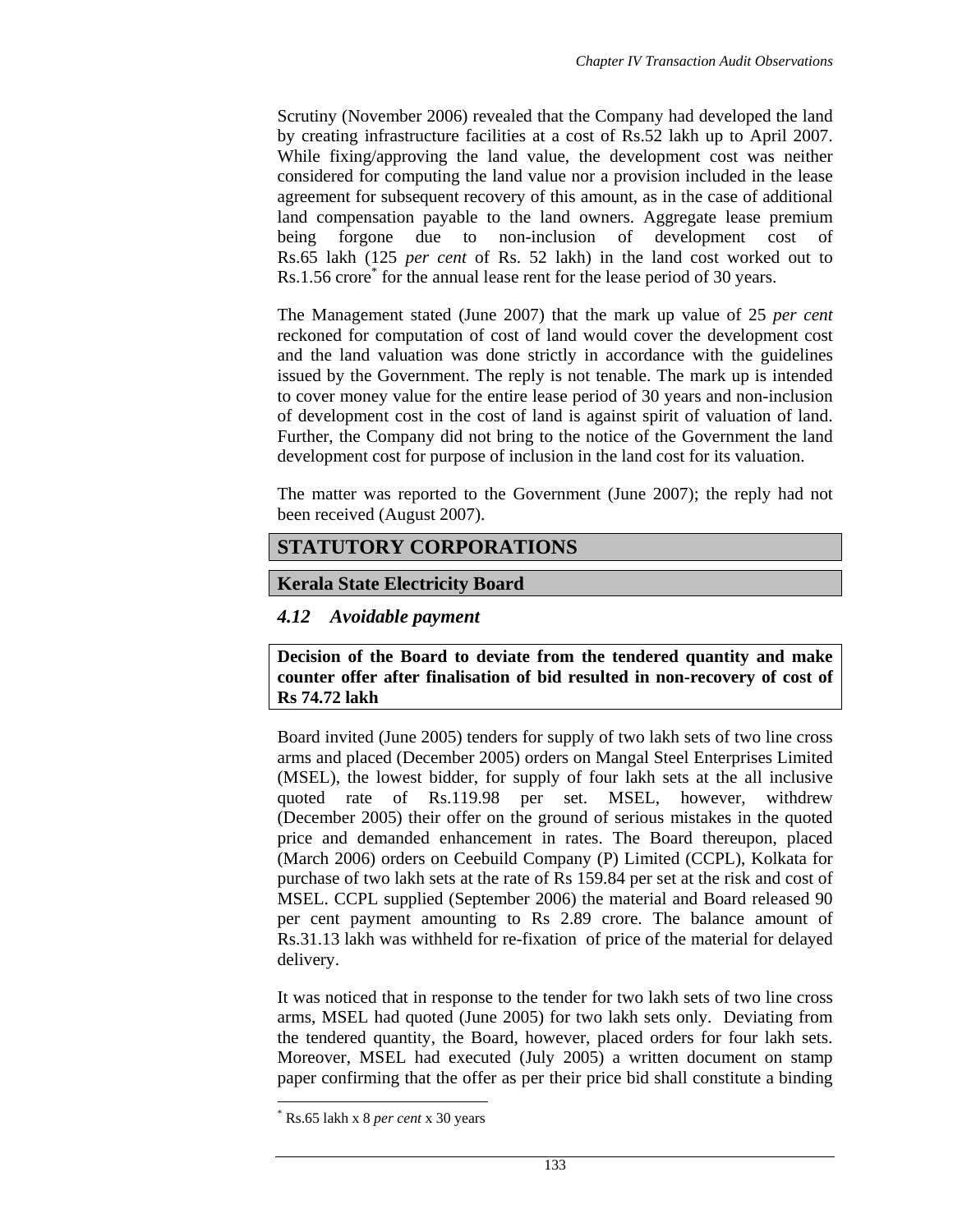Scrutiny (November 2006) revealed that the Company had developed the land by creating infrastructure facilities at a cost of Rs.52 lakh up to April 2007. While fixing/approving the land value, the development cost was neither considered for computing the land value nor a provision included in the lease agreement for subsequent recovery of this amount, as in the case of additional land compensation payable to the land owners. Aggregate lease premium being forgone due to non-inclusion of development cost of Rs.65 lakh (125 *per cent* of Rs. 52 lakh) in the land cost worked out to Rs.1.56 crore[*] for the annual lease rent for the lease period of 30 years.

The Management stated (June 2007) that the mark up value of 25 *per cent* reckoned for computation of cost of land would cover the development cost and the land valuation was done strictly in accordance with the guidelines issued by the Government. The reply is not tenable. The mark up is intended to cover money value for the entire lease period of 30 years and non-inclusion of development cost in the cost of land is against spirit of valuation of land. Further, the Company did not bring to the notice of the Government the land development cost for purpose of inclusion in the land cost for its valuation.

The matter was reported to the Government (June 2007); the reply had not been received (August 2007).

## STATUTORY CORPORATIONS

### Kerala State Electricity Board

### *4.12 Avoidable payment*

**Decision of the Board to deviate from the tendered quantity and make counter offer after finalisation of bid resulted in non-recovery of cost of Rs 74.72 lakh**

Board invited (June 2005) tenders for supply of two lakh sets of two line cross arms and placed (December 2005) orders on Mangal Steel Enterprises Limited (MSEL), the lowest bidder, for supply of four lakh sets at the all inclusive quoted rate of Rs.119.98 per set. MSEL, however, withdrew (December 2005) their offer on the ground of serious mistakes in the quoted price and demanded enhancement in rates. The Board thereupon, placed (March 2006) orders on Ceebuild Company (P) Limited (CCPL), Kolkata for purchase of two lakh sets at the rate of Rs 159.84 per set at the risk and cost of MSEL. CCPL supplied (September 2006) the material and Board released 90 per cent payment amounting to Rs 2.89 crore. The balance amount of Rs.31.13 lakh was withheld for re-fixation of price of the material for delayed delivery.

It was noticed that in response to the tender for two lakh sets of two line cross arms, MSEL had quoted (June 2005) for two lakh sets only. Deviating from the tendered quantity, the Board, however, placed orders for four lakh sets. Moreover, MSEL had executed (July 2005) a written document on stamp paper confirming that the offer as per their price bid shall constitute a binding

[*] Rs.65 lakh x 8 *per cent* x 30 years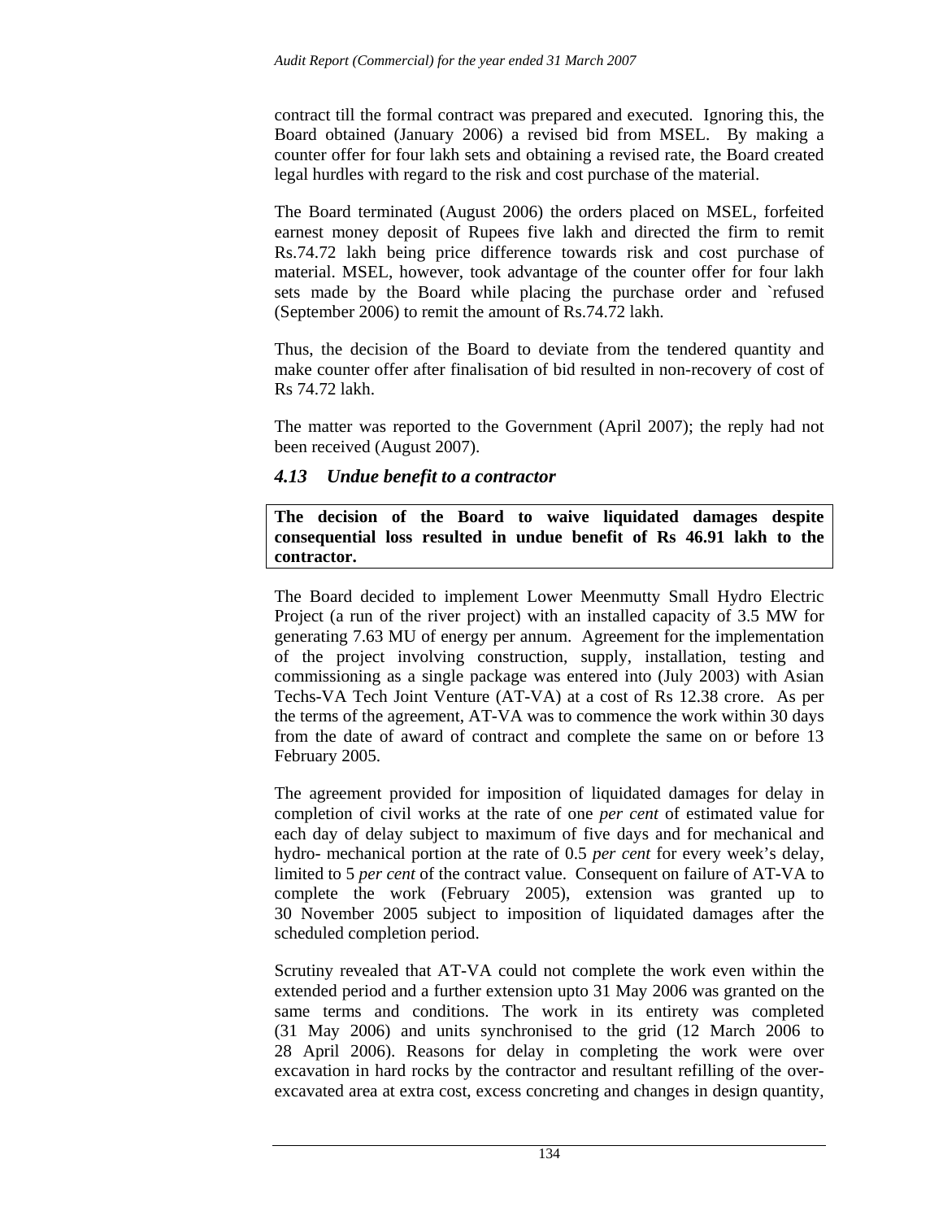contract till the formal contract was prepared and executed. Ignoring this, the Board obtained (January 2006) a revised bid from MSEL. By making a counter offer for four lakh sets and obtaining a revised rate, the Board created legal hurdles with regard to the risk and cost purchase of the material.

The Board terminated (August 2006) the orders placed on MSEL, forfeited earnest money deposit of Rupees five lakh and directed the firm to remit Rs.74.72 lakh being price difference towards risk and cost purchase of material. MSEL, however, took advantage of the counter offer for four lakh sets made by the Board while placing the purchase order and `refused (September 2006) to remit the amount of Rs.74.72 lakh.

Thus, the decision of the Board to deviate from the tendered quantity and make counter offer after finalisation of bid resulted in non-recovery of cost of Rs 74.72 lakh.

The matter was reported to the Government (April 2007); the reply had not been received (August 2007).

### *4.13 Undue benefit to a contractor*

**The decision of the Board to waive liquidated damages despite consequential loss resulted in undue benefit of Rs 46.91 lakh to the contractor.**

The Board decided to implement Lower Meenmutty Small Hydro Electric Project (a run of the river project) with an installed capacity of 3.5 MW for generating 7.63 MU of energy per annum. Agreement for the implementation of the project involving construction, supply, installation, testing and commissioning as a single package was entered into (July 2003) with Asian Techs-VA Tech Joint Venture (AT-VA) at a cost of Rs 12.38 crore. As per the terms of the agreement, AT-VA was to commence the work within 30 days from the date of award of contract and complete the same on or before 13 February 2005.

The agreement provided for imposition of liquidated damages for delay in completion of civil works at the rate of one *per cent* of estimated value for each day of delay subject to maximum of five days and for mechanical and hydro- mechanical portion at the rate of 0.5 *per cent* for every week's delay, limited to 5 *per cent* of the contract value. Consequent on failure of AT-VA to complete the work (February 2005), extension was granted up to 30 November 2005 subject to imposition of liquidated damages after the scheduled completion period.

Scrutiny revealed that AT-VA could not complete the work even within the extended period and a further extension upto 31 May 2006 was granted on the same terms and conditions. The work in its entirety was completed (31 May 2006) and units synchronised to the grid (12 March 2006 to 28 April 2006). Reasons for delay in completing the work were over excavation in hard rocks by the contractor and resultant refilling of the over-excavated area at extra cost, excess concreting and changes in design quantity,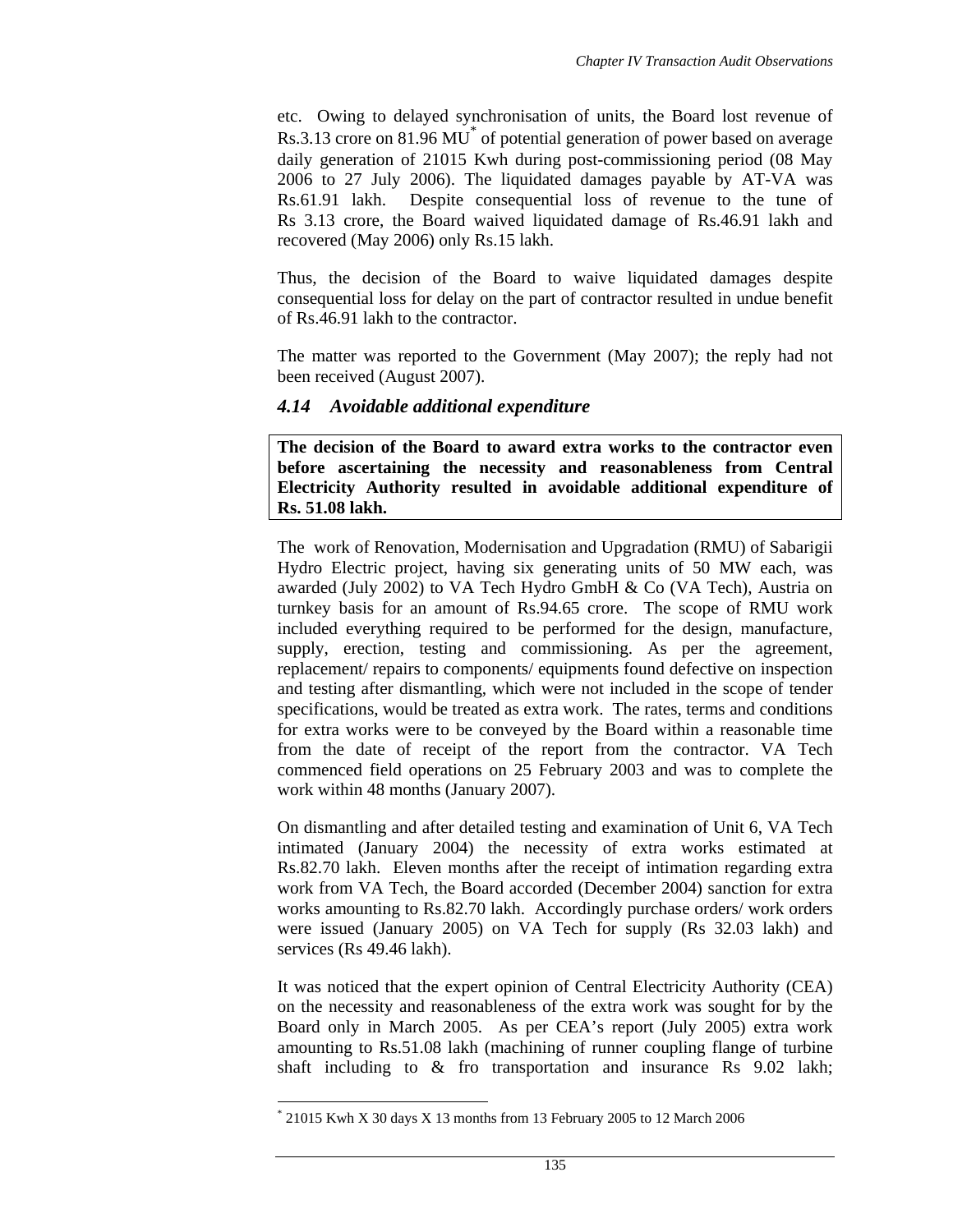etc. Owing to delayed synchronisation of units, the Board lost revenue of Rs.3.13 crore on 81.96 MU* of potential generation of power based on average daily generation of 21015 Kwh during post-commissioning period (08 May 2006 to 27 July 2006). The liquidated damages payable by AT-VA was Rs.61.91 lakh. Despite consequential loss of revenue to the tune of Rs 3.13 crore, the Board waived liquidated damage of Rs.46.91 lakh and recovered (May 2006) only Rs.15 lakh.

Thus, the decision of the Board to waive liquidated damages despite consequential loss for delay on the part of contractor resulted in undue benefit of Rs.46.91 lakh to the contractor.

The matter was reported to the Government (May 2007); the reply had not been received (August 2007).

### *4.14 Avoidable additional expenditure*

**The decision of the Board to award extra works to the contractor even before ascertaining the necessity and reasonableness from Central Electricity Authority resulted in avoidable additional expenditure of Rs. 51.08 lakh.**

The work of Renovation, Modernisation and Upgradation (RMU) of Sabarigii Hydro Electric project, having six generating units of 50 MW each, was awarded (July 2002) to VA Tech Hydro GmbH & Co (VA Tech), Austria on turnkey basis for an amount of Rs.94.65 crore. The scope of RMU work included everything required to be performed for the design, manufacture, supply, erection, testing and commissioning. As per the agreement, replacement/ repairs to components/ equipments found defective on inspection and testing after dismantling, which were not included in the scope of tender specifications, would be treated as extra work. The rates, terms and conditions for extra works were to be conveyed by the Board within a reasonable time from the date of receipt of the report from the contractor. VA Tech commenced field operations on 25 February 2003 and was to complete the work within 48 months (January 2007).

On dismantling and after detailed testing and examination of Unit 6, VA Tech intimated (January 2004) the necessity of extra works estimated at Rs.82.70 lakh. Eleven months after the receipt of intimation regarding extra work from VA Tech, the Board accorded (December 2004) sanction for extra works amounting to Rs.82.70 lakh. Accordingly purchase orders/ work orders were issued (January 2005) on VA Tech for supply (Rs 32.03 lakh) and services (Rs 49.46 lakh).

It was noticed that the expert opinion of Central Electricity Authority (CEA) on the necessity and reasonableness of the extra work was sought for by the Board only in March 2005. As per CEA's report (July 2005) extra work amounting to Rs.51.08 lakh (machining of runner coupling flange of turbine shaft including to & fro transportation and insurance Rs 9.02 lakh;

---

* 21015 Kwh X 30 days X 13 months from 13 February 2005 to 12 March 2006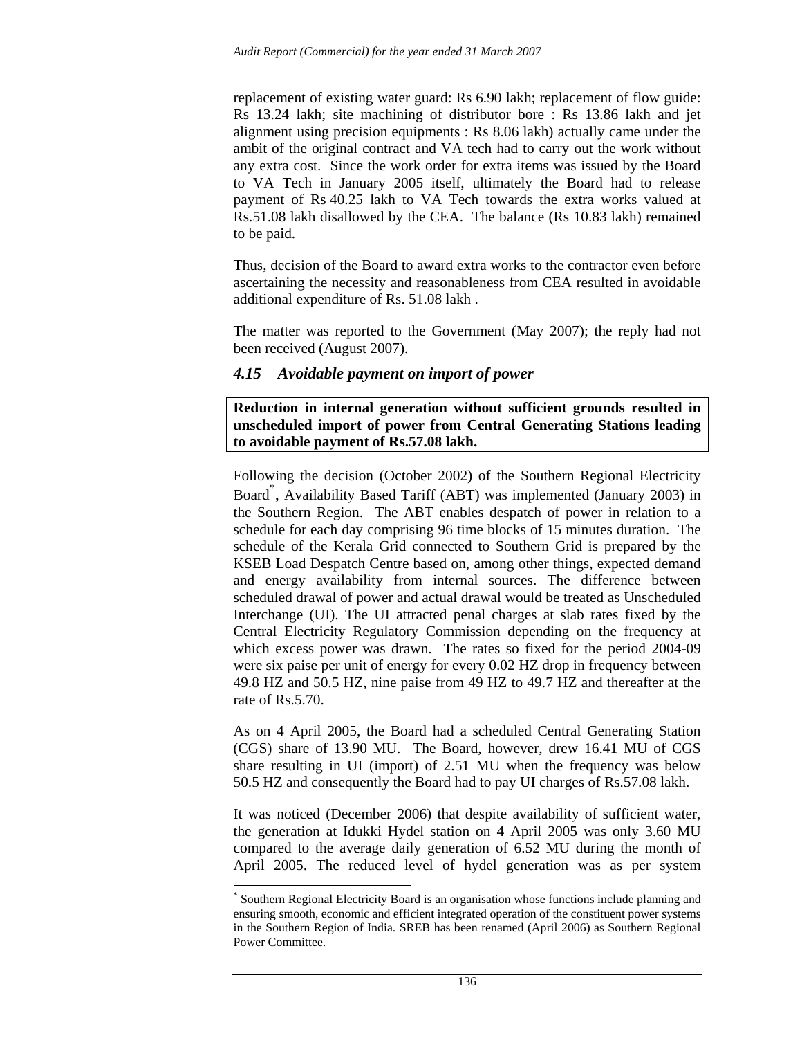replacement of existing water guard: Rs 6.90 lakh; replacement of flow guide: Rs 13.24 lakh; site machining of distributor bore : Rs 13.86 lakh and jet alignment using precision equipments : Rs 8.06 lakh) actually came under the ambit of the original contract and VA tech had to carry out the work without any extra cost. Since the work order for extra items was issued by the Board to VA Tech in January 2005 itself, ultimately the Board had to release payment of Rs 40.25 lakh to VA Tech towards the extra works valued at Rs.51.08 lakh disallowed by the CEA. The balance (Rs 10.83 lakh) remained to be paid.

Thus, decision of the Board to award extra works to the contractor even before ascertaining the necessity and reasonableness from CEA resulted in avoidable additional expenditure of Rs. 51.08 lakh .

The matter was reported to the Government (May 2007); the reply had not been received (August 2007).

### *4.15 Avoidable payment on import of power*

**Reduction in internal generation without sufficient grounds resulted in unscheduled import of power from Central Generating Stations leading to avoidable payment of Rs.57.08 lakh.**

Following the decision (October 2002) of the Southern Regional Electricity Board*, Availability Based Tariff (ABT) was implemented (January 2003) in the Southern Region. The ABT enables despatch of power in relation to a schedule for each day comprising 96 time blocks of 15 minutes duration. The schedule of the Kerala Grid connected to Southern Grid is prepared by the KSEB Load Despatch Centre based on, among other things, expected demand and energy availability from internal sources. The difference between scheduled drawal of power and actual drawal would be treated as Unscheduled Interchange (UI). The UI attracted penal charges at slab rates fixed by the Central Electricity Regulatory Commission depending on the frequency at which excess power was drawn. The rates so fixed for the period 2004-09 were six paise per unit of energy for every 0.02 HZ drop in frequency between 49.8 HZ and 50.5 HZ, nine paise from 49 HZ to 49.7 HZ and thereafter at the rate of Rs.5.70.

As on 4 April 2005, the Board had a scheduled Central Generating Station (CGS) share of 13.90 MU. The Board, however, drew 16.41 MU of CGS share resulting in UI (import) of 2.51 MU when the frequency was below 50.5 HZ and consequently the Board had to pay UI charges of Rs.57.08 lakh.

It was noticed (December 2006) that despite availability of sufficient water, the generation at Idukki Hydel station on 4 April 2005 was only 3.60 MU compared to the average daily generation of 6.52 MU during the month of April 2005. The reduced level of hydel generation was as per system

---

* Southern Regional Electricity Board is an organisation whose functions include planning and ensuring smooth, economic and efficient integrated operation of the constituent power systems in the Southern Region of India. SREB has been renamed (April 2006) as Southern Regional Power Committee.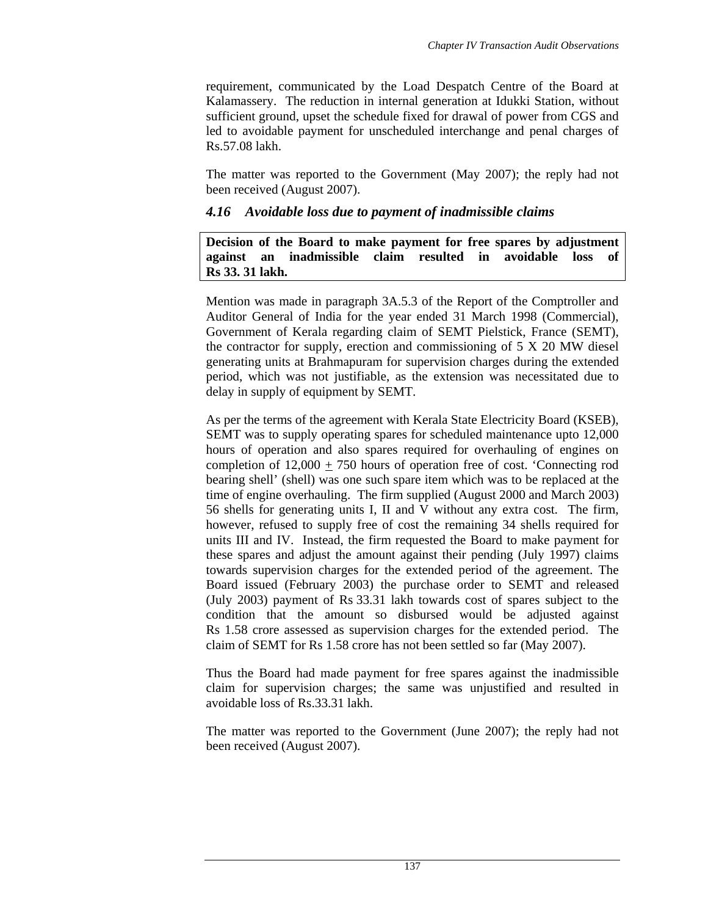requirement, communicated by the Load Despatch Centre of the Board at Kalamassery. The reduction in internal generation at Idukki Station, without sufficient ground, upset the schedule fixed for drawal of power from CGS and led to avoidable payment for unscheduled interchange and penal charges of Rs.57.08 lakh.

The matter was reported to the Government (May 2007); the reply had not been received (August 2007).

### *4.16 Avoidable loss due to payment of inadmissible claims*

**Decision of the Board to make payment for free spares by adjustment against an inadmissible claim resulted in avoidable loss of Rs 33. 31 lakh.**

Mention was made in paragraph 3A.5.3 of the Report of the Comptroller and Auditor General of India for the year ended 31 March 1998 (Commercial), Government of Kerala regarding claim of SEMT Pielstick, France (SEMT), the contractor for supply, erection and commissioning of 5 X 20 MW diesel generating units at Brahmapuram for supervision charges during the extended period, which was not justifiable, as the extension was necessitated due to delay in supply of equipment by SEMT.

As per the terms of the agreement with Kerala State Electricity Board (KSEB), SEMT was to supply operating spares for scheduled maintenance upto 12,000 hours of operation and also spares required for overhauling of engines on completion of 12,000 $\pm$ 750 hours of operation free of cost. 'Connecting rod bearing shell' (shell) was one such spare item which was to be replaced at the time of engine overhauling. The firm supplied (August 2000 and March 2003) 56 shells for generating units I, II and V without any extra cost. The firm, however, refused to supply free of cost the remaining 34 shells required for units III and IV. Instead, the firm requested the Board to make payment for these spares and adjust the amount against their pending (July 1997) claims towards supervision charges for the extended period of the agreement. The Board issued (February 2003) the purchase order to SEMT and released (July 2003) payment of Rs 33.31 lakh towards cost of spares subject to the condition that the amount so disbursed would be adjusted against Rs 1.58 crore assessed as supervision charges for the extended period. The claim of SEMT for Rs 1.58 crore has not been settled so far (May 2007).

Thus the Board had made payment for free spares against the inadmissible claim for supervision charges; the same was unjustified and resulted in avoidable loss of Rs.33.31 lakh.

The matter was reported to the Government (June 2007); the reply had not been received (August 2007).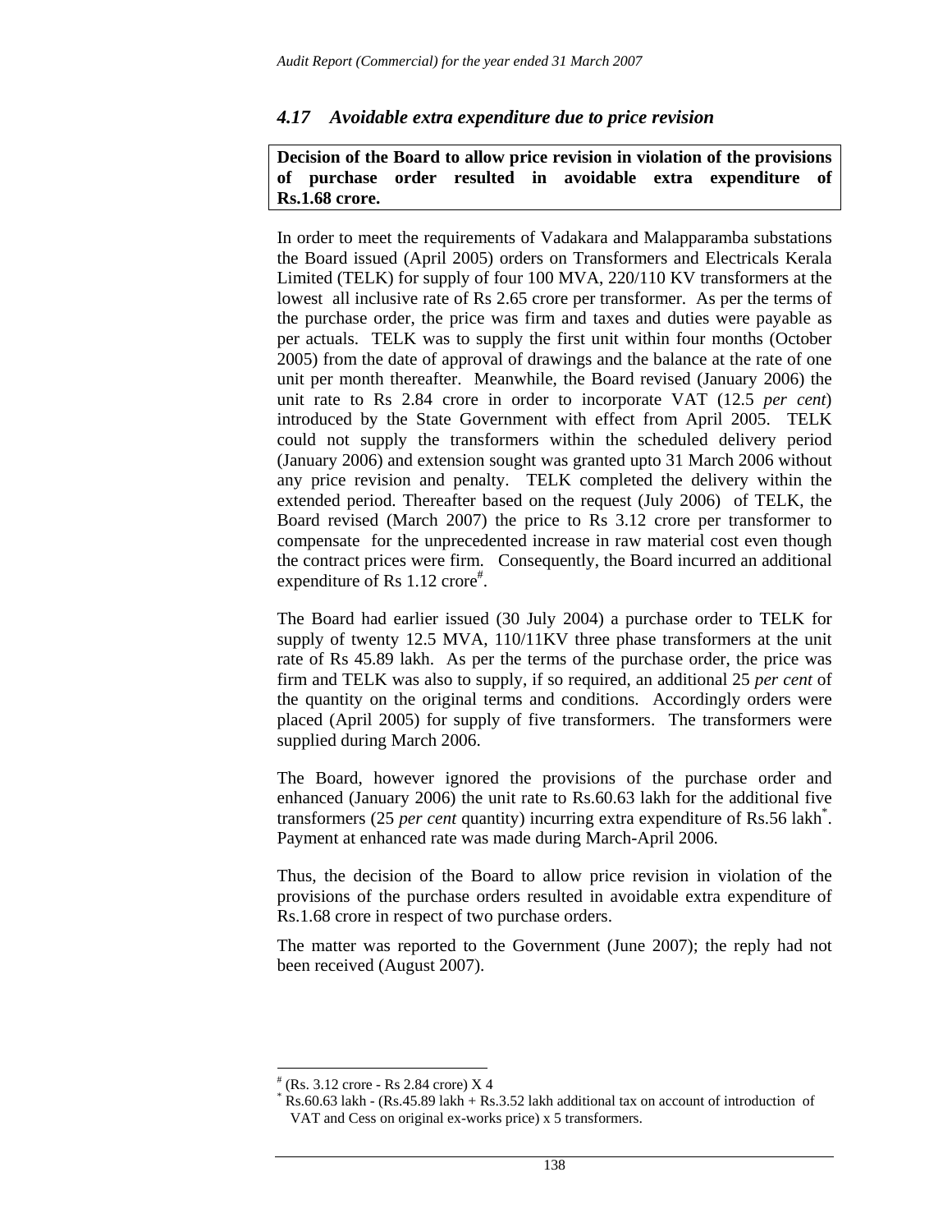### *4.17 Avoidable extra expenditure due to price revision*

**Decision of the Board to allow price revision in violation of the provisions of purchase order resulted in avoidable extra expenditure of Rs.1.68 crore.**

In order to meet the requirements of Vadakara and Malapparamba substations the Board issued (April 2005) orders on Transformers and Electricals Kerala Limited (TELK) for supply of four 100 MVA, 220/110 KV transformers at the lowest all inclusive rate of Rs 2.65 crore per transformer. As per the terms of the purchase order, the price was firm and taxes and duties were payable as per actuals. TELK was to supply the first unit within four months (October 2005) from the date of approval of drawings and the balance at the rate of one unit per month thereafter. Meanwhile, the Board revised (January 2006) the unit rate to Rs 2.84 crore in order to incorporate VAT (12.5 *per cent*) introduced by the State Government with effect from April 2005. TELK could not supply the transformers within the scheduled delivery period (January 2006) and extension sought was granted upto 31 March 2006 without any price revision and penalty. TELK completed the delivery within the extended period. Thereafter based on the request (July 2006) of TELK, the Board revised (March 2007) the price to Rs 3.12 crore per transformer to compensate for the unprecedented increase in raw material cost even though the contract prices were firm. Consequently, the Board incurred an additional expenditure of Rs 1.12 crore[#].

The Board had earlier issued (30 July 2004) a purchase order to TELK for supply of twenty 12.5 MVA, 110/11KV three phase transformers at the unit rate of Rs 45.89 lakh. As per the terms of the purchase order, the price was firm and TELK was also to supply, if so required, an additional 25 *per cent* of the quantity on the original terms and conditions. Accordingly orders were placed (April 2005) for supply of five transformers. The transformers were supplied during March 2006.

The Board, however ignored the provisions of the purchase order and enhanced (January 2006) the unit rate to Rs.60.63 lakh for the additional five transformers (25 *per cent* quantity) incurring extra expenditure of Rs.56 lakh[*]. Payment at enhanced rate was made during March-April 2006.

Thus, the decision of the Board to allow price revision in violation of the provisions of the purchase orders resulted in avoidable extra expenditure of Rs.1.68 crore in respect of two purchase orders.

The matter was reported to the Government (June 2007); the reply had not been received (August 2007).

---

[#] (Rs. 3.12 crore - Rs 2.84 crore) X 4

[*] Rs.60.63 lakh - (Rs.45.89 lakh + Rs.3.52 lakh additional tax on account of introduction of VAT and Cess on original ex-works price) x 5 transformers.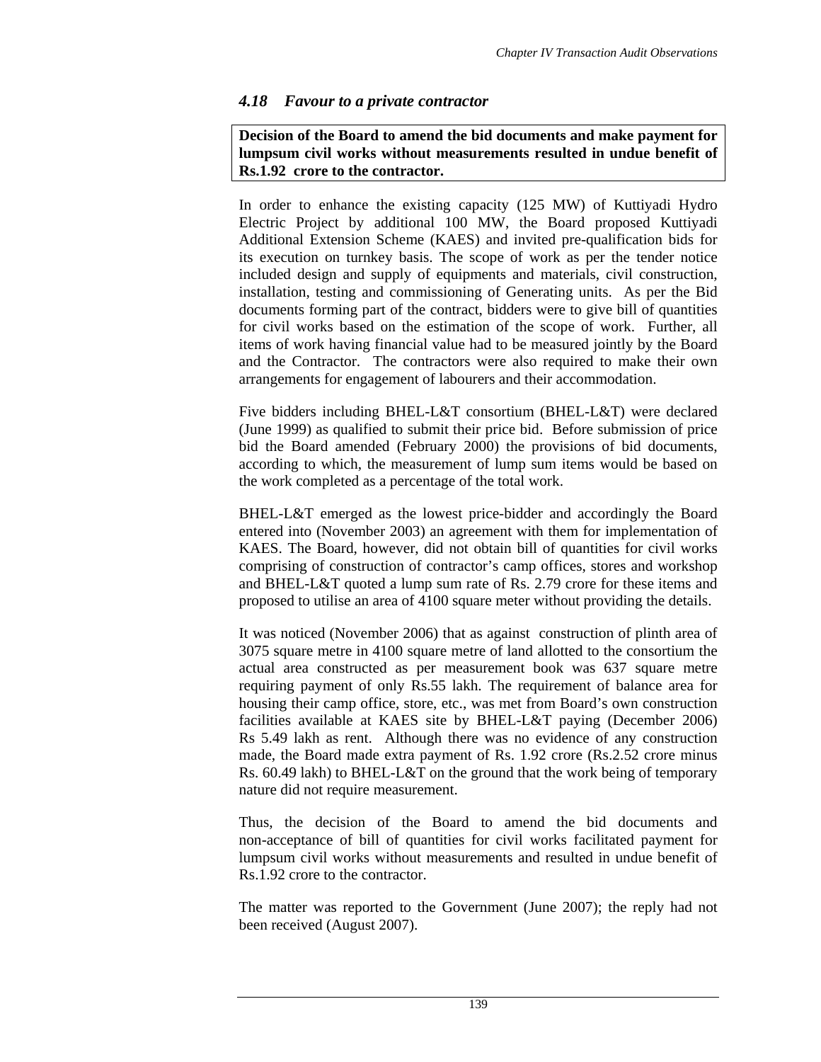### *4.18 Favour to a private contractor*

**Decision of the Board to amend the bid documents and make payment for lumpsum civil works without measurements resulted in undue benefit of Rs.1.92 crore to the contractor.**

In order to enhance the existing capacity (125 MW) of Kuttiyadi Hydro Electric Project by additional 100 MW, the Board proposed Kuttiyadi Additional Extension Scheme (KAES) and invited pre-qualification bids for its execution on turnkey basis. The scope of work as per the tender notice included design and supply of equipments and materials, civil construction, installation, testing and commissioning of Generating units. As per the Bid documents forming part of the contract, bidders were to give bill of quantities for civil works based on the estimation of the scope of work. Further, all items of work having financial value had to be measured jointly by the Board and the Contractor. The contractors were also required to make their own arrangements for engagement of labourers and their accommodation.

Five bidders including BHEL-L&T consortium (BHEL-L&T) were declared (June 1999) as qualified to submit their price bid. Before submission of price bid the Board amended (February 2000) the provisions of bid documents, according to which, the measurement of lump sum items would be based on the work completed as a percentage of the total work.

BHEL-L&T emerged as the lowest price-bidder and accordingly the Board entered into (November 2003) an agreement with them for implementation of KAES. The Board, however, did not obtain bill of quantities for civil works comprising of construction of contractor's camp offices, stores and workshop and BHEL-L&T quoted a lump sum rate of Rs. 2.79 crore for these items and proposed to utilise an area of 4100 square meter without providing the details.

It was noticed (November 2006) that as against construction of plinth area of 3075 square metre in 4100 square metre of land allotted to the consortium the actual area constructed as per measurement book was 637 square metre requiring payment of only Rs.55 lakh. The requirement of balance area for housing their camp office, store, etc., was met from Board's own construction facilities available at KAES site by BHEL-L&T paying (December 2006) Rs 5.49 lakh as rent. Although there was no evidence of any construction made, the Board made extra payment of Rs. 1.92 crore (Rs.2.52 crore minus Rs. 60.49 lakh) to BHEL-L&T on the ground that the work being of temporary nature did not require measurement.

Thus, the decision of the Board to amend the bid documents and non-acceptance of bill of quantities for civil works facilitated payment for lumpsum civil works without measurements and resulted in undue benefit of Rs.1.92 crore to the contractor.

The matter was reported to the Government (June 2007); the reply had not been received (August 2007).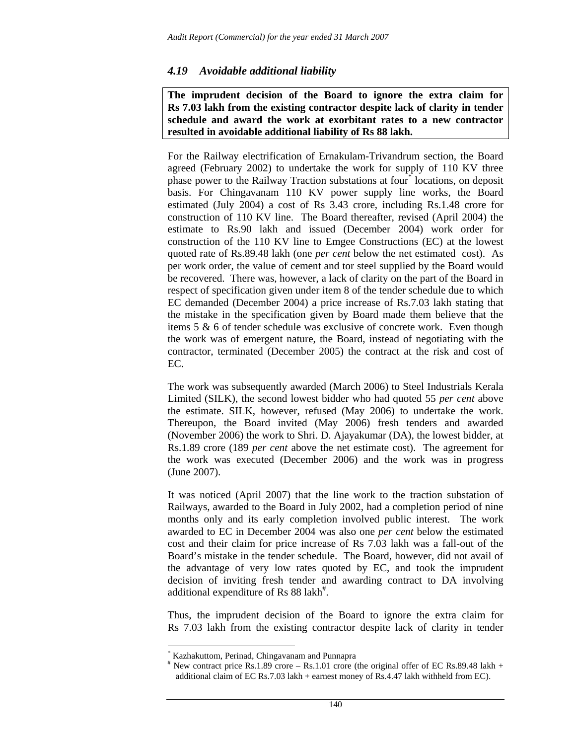### *4.19 Avoidable additional liability*

**The imprudent decision of the Board to ignore the extra claim for Rs 7.03 lakh from the existing contractor despite lack of clarity in tender schedule and award the work at exorbitant rates to a new contractor resulted in avoidable additional liability of Rs 88 lakh.**

For the Railway electrification of Ernakulam-Trivandrum section, the Board agreed (February 2002) to undertake the work for supply of 110 KV three phase power to the Railway Traction substations at four* locations, on deposit basis. For Chingavanam 110 KV power supply line works, the Board estimated (July 2004) a cost of Rs 3.43 crore, including Rs.1.48 crore for construction of 110 KV line. The Board thereafter, revised (April 2004) the estimate to Rs.90 lakh and issued (December 2004) work order for construction of the 110 KV line to Emgee Constructions (EC) at the lowest quoted rate of Rs.89.48 lakh (one *per cent* below the net estimated cost). As per work order, the value of cement and tor steel supplied by the Board would be recovered. There was, however, a lack of clarity on the part of the Board in respect of specification given under item 8 of the tender schedule due to which EC demanded (December 2004) a price increase of Rs.7.03 lakh stating that the mistake in the specification given by Board made them believe that the items 5 & 6 of tender schedule was exclusive of concrete work. Even though the work was of emergent nature, the Board, instead of negotiating with the contractor, terminated (December 2005) the contract at the risk and cost of EC.

The work was subsequently awarded (March 2006) to Steel Industrials Kerala Limited (SILK), the second lowest bidder who had quoted 55 *per cent* above the estimate. SILK, however, refused (May 2006) to undertake the work. Thereupon, the Board invited (May 2006) fresh tenders and awarded (November 2006) the work to Shri. D. Ajayakumar (DA), the lowest bidder, at Rs.1.89 crore (189 *per cent* above the net estimate cost). The agreement for the work was executed (December 2006) and the work was in progress (June 2007).

It was noticed (April 2007) that the line work to the traction substation of Railways, awarded to the Board in July 2002, had a completion period of nine months only and its early completion involved public interest. The work awarded to EC in December 2004 was also one *per cent* below the estimated cost and their claim for price increase of Rs 7.03 lakh was a fall-out of the Board's mistake in the tender schedule. The Board, however, did not avail of the advantage of very low rates quoted by EC, and took the imprudent decision of inviting fresh tender and awarding contract to DA involving additional expenditure of Rs 88 lakh#.

Thus, the imprudent decision of the Board to ignore the extra claim for Rs 7.03 lakh from the existing contractor despite lack of clarity in tender

---

\* Kazhakuttom, Perinad, Chingavanam and Punnapra

\# New contract price Rs.1.89 crore – Rs.1.01 crore (the original offer of EC Rs.89.48 lakh + additional claim of EC Rs.7.03 lakh + earnest money of Rs.4.47 lakh withheld from EC).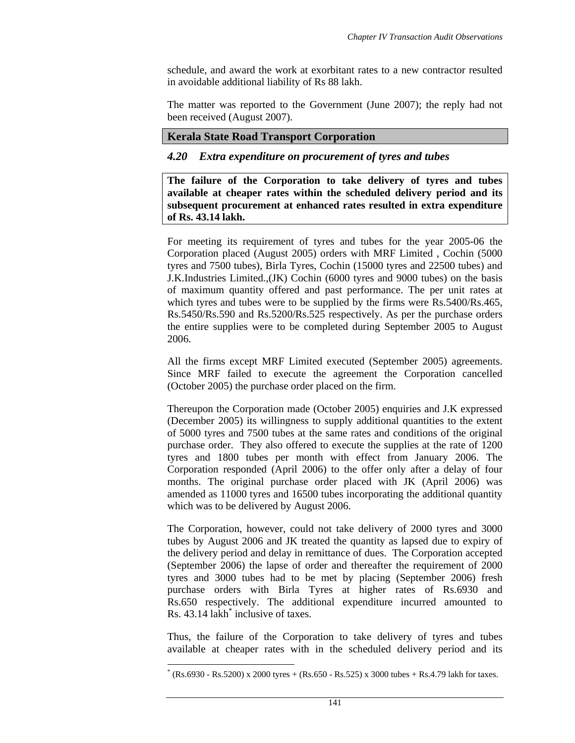schedule, and award the work at exorbitant rates to a new contractor resulted in avoidable additional liability of Rs 88 lakh.

The matter was reported to the Government (June 2007); the reply had not been received (August 2007).

## Kerala State Road Transport Corporation

### *4.20 Extra expenditure on procurement of tyres and tubes*

**The failure of the Corporation to take delivery of tyres and tubes available at cheaper rates within the scheduled delivery period and its subsequent procurement at enhanced rates resulted in extra expenditure of Rs. 43.14 lakh.**

For meeting its requirement of tyres and tubes for the year 2005-06 the Corporation placed (August 2005) orders with MRF Limited , Cochin (5000 tyres and 7500 tubes), Birla Tyres, Cochin (15000 tyres and 22500 tubes) and J.K.Industries Limited.,(JK) Cochin (6000 tyres and 9000 tubes) on the basis of maximum quantity offered and past performance. The per unit rates at which tyres and tubes were to be supplied by the firms were Rs.5400/Rs.465, Rs.5450/Rs.590 and Rs.5200/Rs.525 respectively. As per the purchase orders the entire supplies were to be completed during September 2005 to August 2006.

All the firms except MRF Limited executed (September 2005) agreements. Since MRF failed to execute the agreement the Corporation cancelled (October 2005) the purchase order placed on the firm.

Thereupon the Corporation made (October 2005) enquiries and J.K expressed (December 2005) its willingness to supply additional quantities to the extent of 5000 tyres and 7500 tubes at the same rates and conditions of the original purchase order. They also offered to execute the supplies at the rate of 1200 tyres and 1800 tubes per month with effect from January 2006. The Corporation responded (April 2006) to the offer only after a delay of four months. The original purchase order placed with JK (April 2006) was amended as 11000 tyres and 16500 tubes incorporating the additional quantity which was to be delivered by August 2006.

The Corporation, however, could not take delivery of 2000 tyres and 3000 tubes by August 2006 and JK treated the quantity as lapsed due to expiry of the delivery period and delay in remittance of dues. The Corporation accepted (September 2006) the lapse of order and thereafter the requirement of 2000 tyres and 3000 tubes had to be met by placing (September 2006) fresh purchase orders with Birla Tyres at higher rates of Rs.6930 and Rs.650 respectively. The additional expenditure incurred amounted to Rs. 43.14 lakh* inclusive of taxes.

Thus, the failure of the Corporation to take delivery of tyres and tubes available at cheaper rates with in the scheduled delivery period and its

---

* (Rs.6930 - Rs.5200) x 2000 tyres + (Rs.650 - Rs.525) x 3000 tubes + Rs.4.79 lakh for taxes.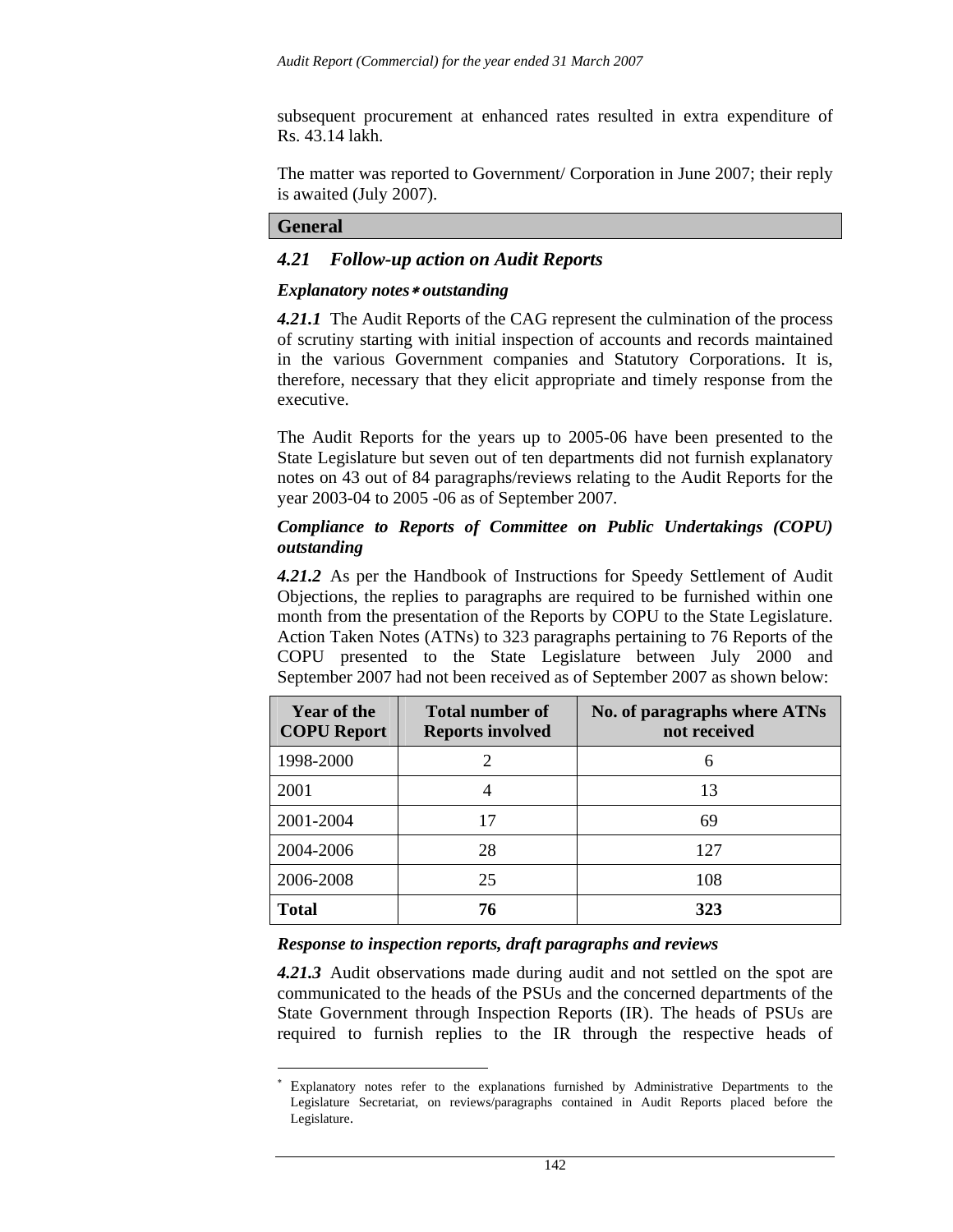subsequent procurement at enhanced rates resulted in extra expenditure of Rs. 43.14 lakh.

The matter was reported to Government/ Corporation in June 2007; their reply is awaited (July 2007).

## General

### *4.21 Follow-up action on Audit Reports*

***Explanatory notes* outstanding***

***4.21.1*** The Audit Reports of the CAG represent the culmination of the process of scrutiny starting with initial inspection of accounts and records maintained in the various Government companies and Statutory Corporations. It is, therefore, necessary that they elicit appropriate and timely response from the executive.

The Audit Reports for the years up to 2005-06 have been presented to the State Legislature but seven out of ten departments did not furnish explanatory notes on 43 out of 84 paragraphs/reviews relating to the Audit Reports for the year 2003-04 to 2005 -06 as of September 2007.

***Compliance to Reports of Committee on Public Undertakings (COPU) outstanding***

***4.21.2*** As per the Handbook of Instructions for Speedy Settlement of Audit Objections, the replies to paragraphs are required to be furnished within one month from the presentation of the Reports by COPU to the State Legislature. Action Taken Notes (ATNs) to 323 paragraphs pertaining to 76 Reports of the COPU presented to the State Legislature between July 2000 and September 2007 had not been received as of September 2007 as shown below:

| Year of the COPU Report | Total number of Reports involved | No. of paragraphs where ATNs not received |
|---|---|---|
| 1998-2000 | 2 | 6 |
| 2001 | 4 | 13 |
| 2001-2004 | 17 | 69 |
| 2004-2006 | 28 | 127 |
| 2006-2008 | 25 | 108 |
| **Total** | **76** | **323** |

***Response to inspection reports, draft paragraphs and reviews***

***4.21.3*** Audit observations made during audit and not settled on the spot are communicated to the heads of the PSUs and the concerned departments of the State Government through Inspection Reports (IR). The heads of PSUs are required to furnish replies to the IR through the respective heads of

---

* Explanatory notes refer to the explanations furnished by Administrative Departments to the Legislature Secretariat, on reviews/paragraphs contained in Audit Reports placed before the Legislature.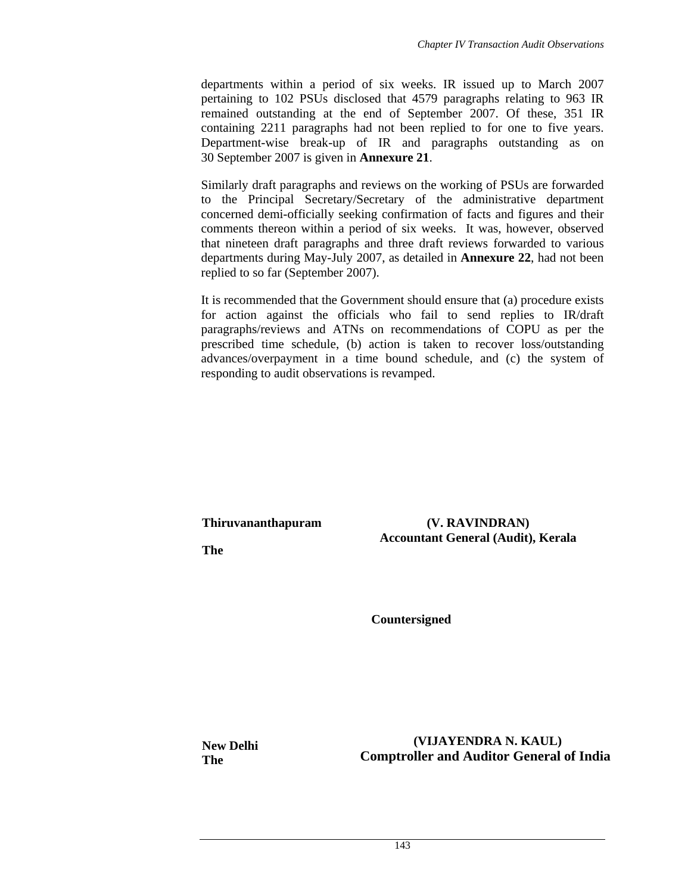departments within a period of six weeks. IR issued up to March 2007 pertaining to 102 PSUs disclosed that 4579 paragraphs relating to 963 IR remained outstanding at the end of September 2007. Of these, 351 IR containing 2211 paragraphs had not been replied to for one to five years. Department-wise break-up of IR and paragraphs outstanding as on 30 September 2007 is given in **Annexure 21**.

Similarly draft paragraphs and reviews on the working of PSUs are forwarded to the Principal Secretary/Secretary of the administrative department concerned demi-officially seeking confirmation of facts and figures and their comments thereon within a period of six weeks. It was, however, observed that nineteen draft paragraphs and three draft reviews forwarded to various departments during May-July 2007, as detailed in **Annexure 22**, had not been replied to so far (September 2007).

It is recommended that the Government should ensure that (a) procedure exists for action against the officials who fail to send replies to IR/draft paragraphs/reviews and ATNs on recommendations of COPU as per the prescribed time schedule, (b) action is taken to recover loss/outstanding advances/overpayment in a time bound schedule, and (c) the system of responding to audit observations is revamped.

**Thiruvananthapuram**

**The**

**(V. RAVINDRAN)**
**Accountant General (Audit), Kerala**

**Countersigned**

**New Delhi**
**The**

**(VIJAYENDRA N. KAUL)**
**Comptroller and Auditor General of India**